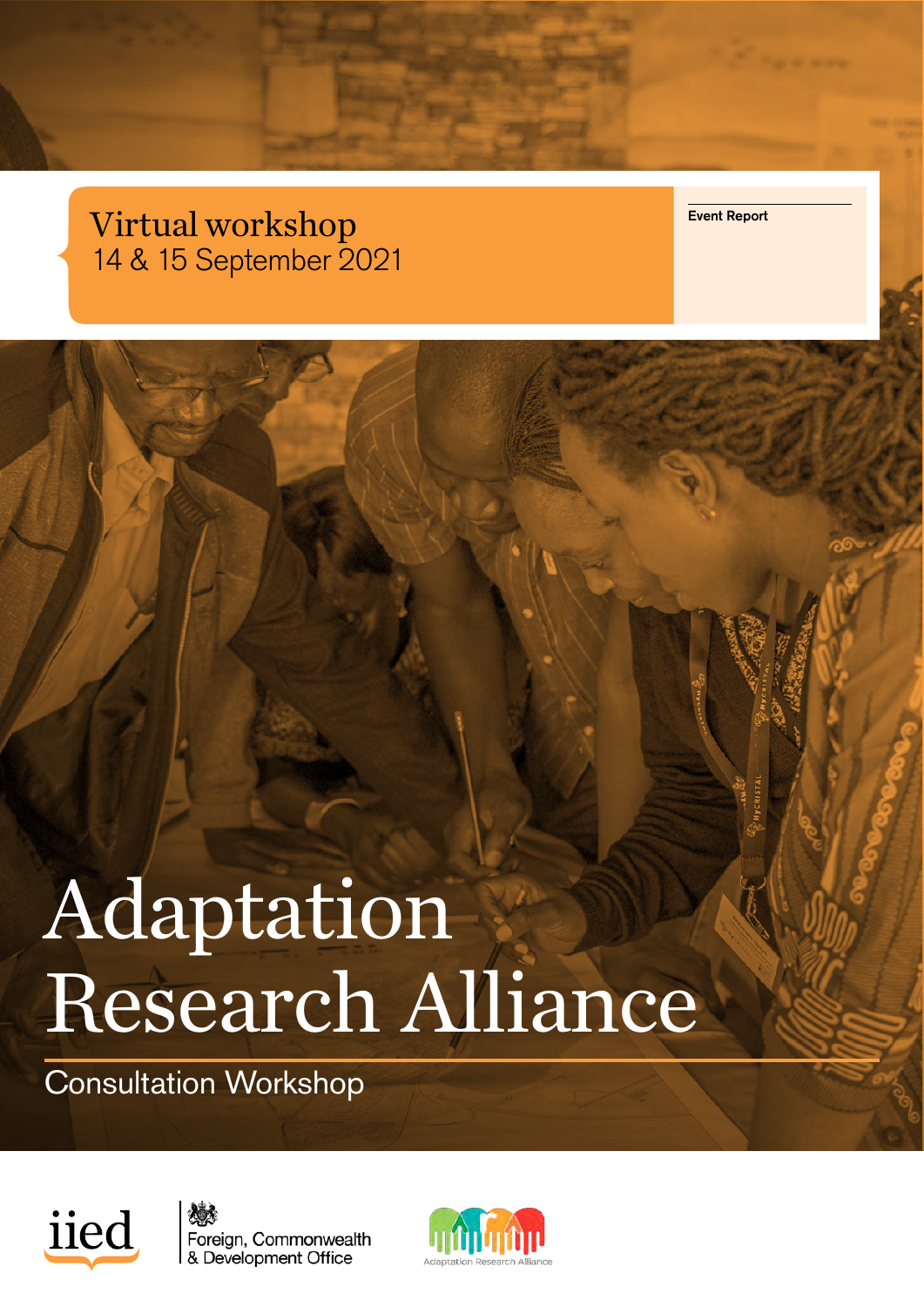Virtual workshop
14 & 15 September 2021

Event Report

# Adaptation Research Alliance

## Consultation Workshop

iied

Foreign, Commonwealth & Development Office

Adaptation Research Alliance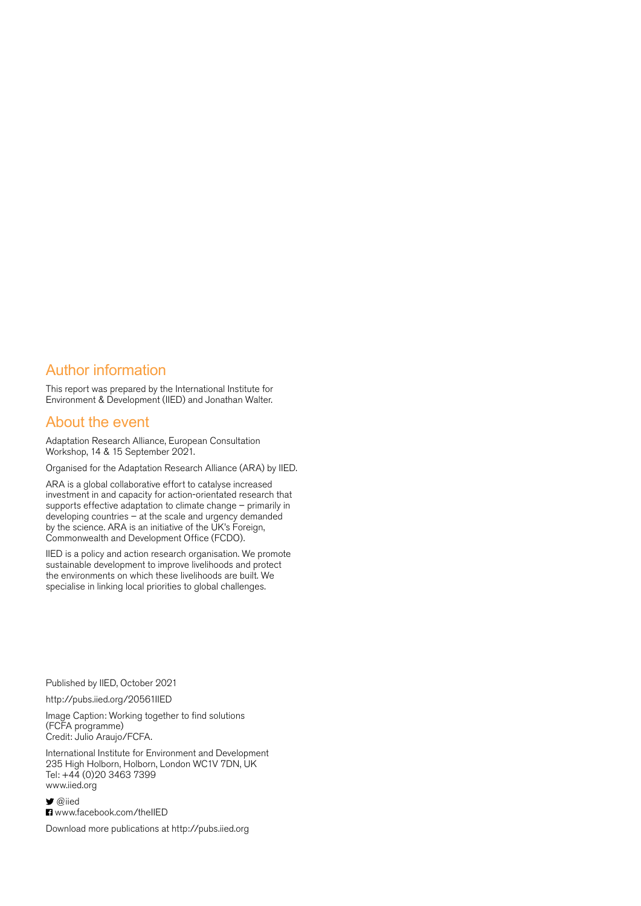## Author information

This report was prepared by the International Institute for Environment & Development (IIED) and Jonathan Walter.

## About the event

Adaptation Research Alliance, European Consultation Workshop, 14 & 15 September 2021.

Organised for the Adaptation Research Alliance (ARA) by IIED.

ARA is a global collaborative effort to catalyse increased investment in and capacity for action-orientated research that supports effective adaptation to climate change – primarily in developing countries – at the scale and urgency demanded by the science. ARA is an initiative of the UK's Foreign, Commonwealth and Development Office (FCDO).

IIED is a policy and action research organisation. We promote sustainable development to improve livelihoods and protect the environments on which these livelihoods are built. We specialise in linking local priorities to global challenges.

Published by IIED, October 2021

http://pubs.iied.org/20561IIED

Image Caption: Working together to find solutions (FCFA programme)
Credit: Julio Araujo/FCFA.

International Institute for Environment and Development
235 High Holborn, Holborn, London WC1V 7DN, UK
Tel: +44 (0)20 3463 7399
www.iied.org

@iied
www.facebook.com/theIIED

Download more publications at http://pubs.iied.org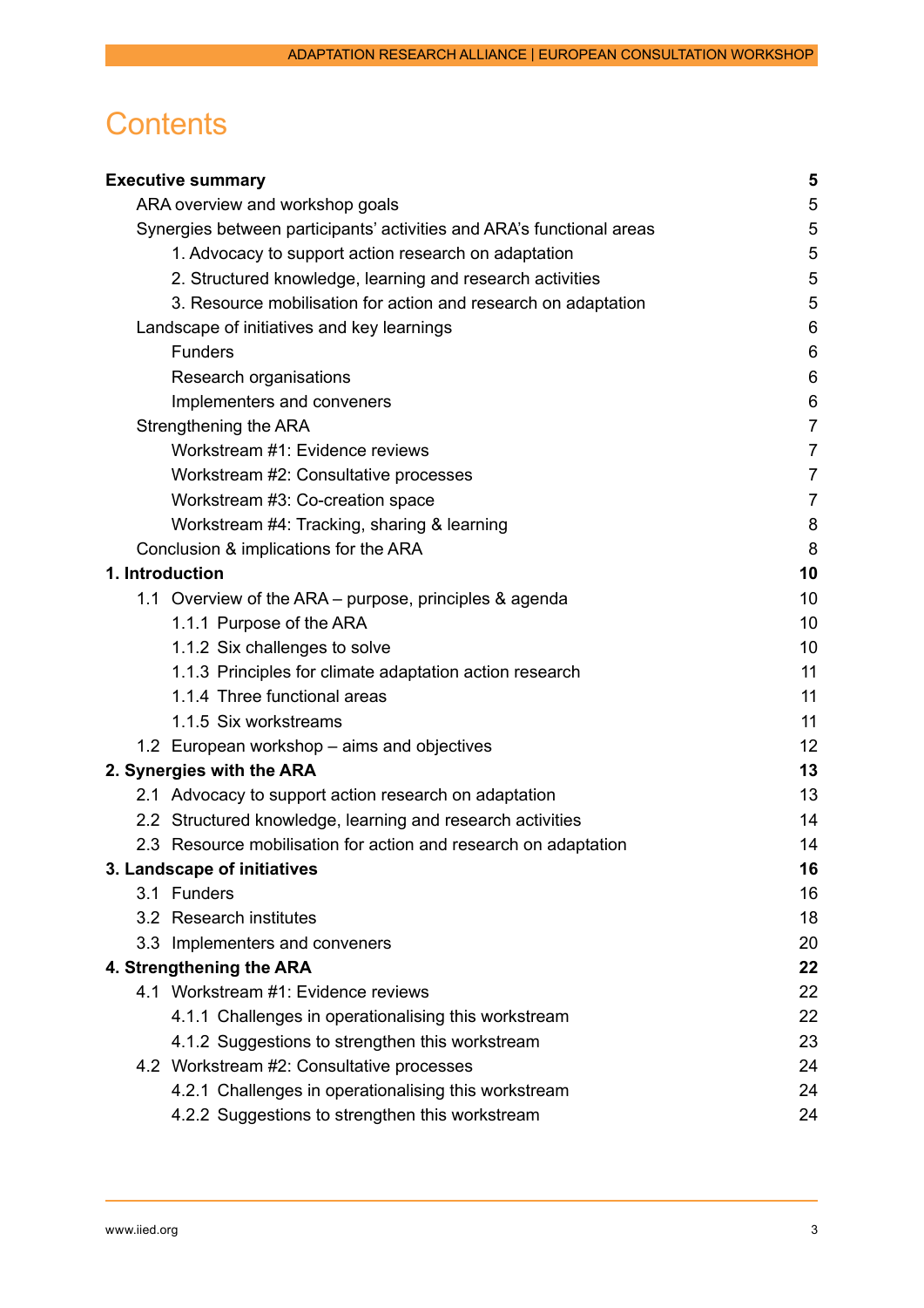# Contents

| | |
|---|---|
| **Executive summary** | **5** |
| ARA overview and workshop goals | 5 |
| Synergies between participants' activities and ARA's functional areas | 5 |
| 1. Advocacy to support action research on adaptation | 5 |
| 2. Structured knowledge, learning and research activities | 5 |
| 3. Resource mobilisation for action and research on adaptation | 5 |
| Landscape of initiatives and key learnings | 6 |
| Funders | 6 |
| Research organisations | 6 |
| Implementers and conveners | 6 |
| Strengthening the ARA | 7 |
| Workstream #1: Evidence reviews | 7 |
| Workstream #2: Consultative processes | 7 |
| Workstream #3: Co-creation space | 7 |
| Workstream #4: Tracking, sharing & learning | 8 |
| Conclusion & implications for the ARA | 8 |
| **1. Introduction** | **10** |
| 1.1 Overview of the ARA – purpose, principles & agenda | 10 |
| 1.1.1 Purpose of the ARA | 10 |
| 1.1.2 Six challenges to solve | 10 |
| 1.1.3 Principles for climate adaptation action research | 11 |
| 1.1.4 Three functional areas | 11 |
| 1.1.5 Six workstreams | 11 |
| 1.2 European workshop – aims and objectives | 12 |
| **2. Synergies with the ARA** | **13** |
| 2.1 Advocacy to support action research on adaptation | 13 |
| 2.2 Structured knowledge, learning and research activities | 14 |
| 2.3 Resource mobilisation for action and research on adaptation | 14 |
| **3. Landscape of initiatives** | **16** |
| 3.1 Funders | 16 |
| 3.2 Research institutes | 18 |
| 3.3 Implementers and conveners | 20 |
| **4. Strengthening the ARA** | **22** |
| 4.1 Workstream #1: Evidence reviews | 22 |
| 4.1.1 Challenges in operationalising this workstream | 22 |
| 4.1.2 Suggestions to strengthen this workstream | 23 |
| 4.2 Workstream #2: Consultative processes | 24 |
| 4.2.1 Challenges in operationalising this workstream | 24 |
| 4.2.2 Suggestions to strengthen this workstream | 24 |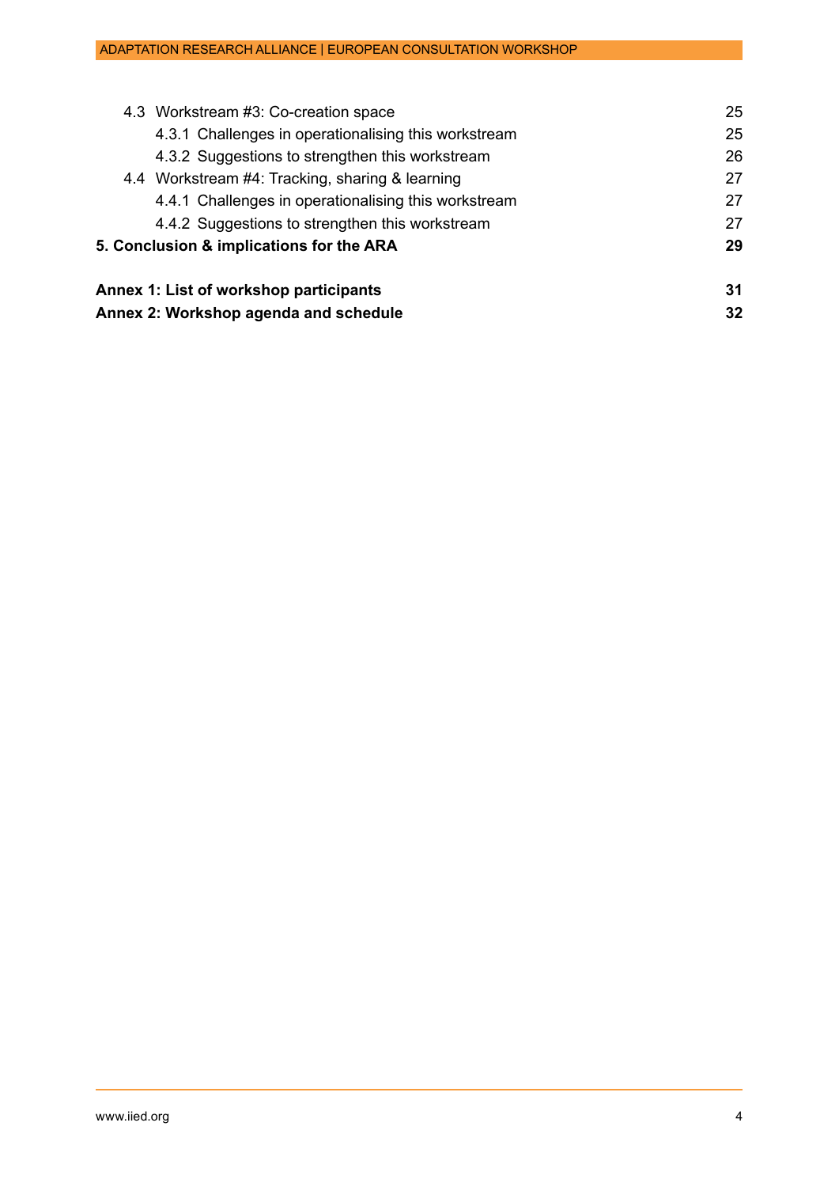- 4.3 Workstream #3: Co-creation space — 25
    - 4.3.1 Challenges in operationalising this workstream — 25
    - 4.3.2 Suggestions to strengthen this workstream — 26
- 4.4 Workstream #4: Tracking, sharing & learning — 27
    - 4.4.1 Challenges in operationalising this workstream — 27
    - 4.4.2 Suggestions to strengthen this workstream — 27

**5. Conclusion & implications for the ARA — 29**

**Annex 1: List of workshop participants — 31**

**Annex 2: Workshop agenda and schedule — 32**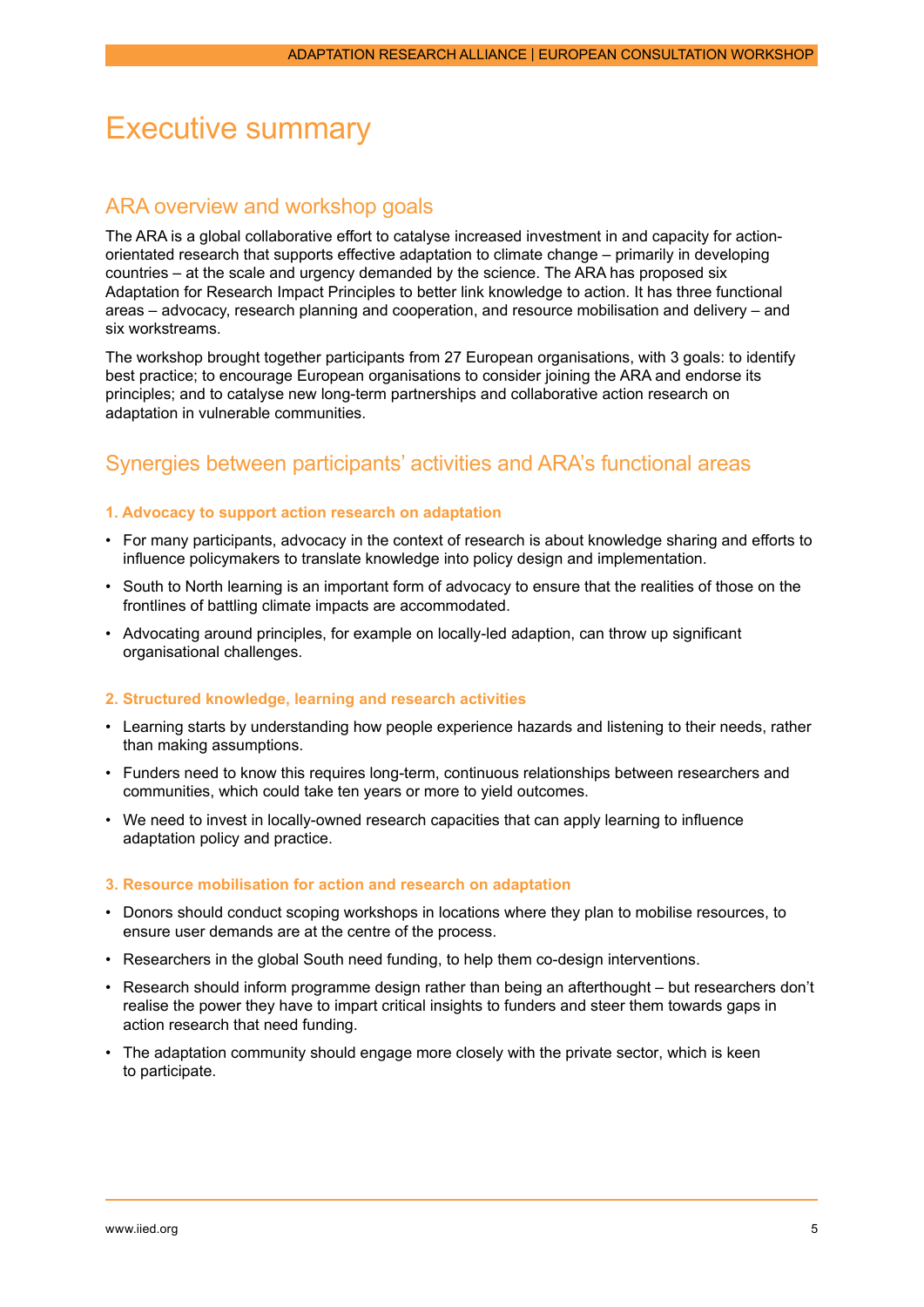# Executive summary

## ARA overview and workshop goals

The ARA is a global collaborative effort to catalyse increased investment in and capacity for action-orientated research that supports effective adaptation to climate change – primarily in developing countries – at the scale and urgency demanded by the science. The ARA has proposed six Adaptation for Research Impact Principles to better link knowledge to action. It has three functional areas – advocacy, research planning and cooperation, and resource mobilisation and delivery – and six workstreams.

The workshop brought together participants from 27 European organisations, with 3 goals: to identify best practice; to encourage European organisations to consider joining the ARA and endorse its principles; and to catalyse new long-term partnerships and collaborative action research on adaptation in vulnerable communities.

## Synergies between participants' activities and ARA's functional areas

### 1. Advocacy to support action research on adaptation

- For many participants, advocacy in the context of research is about knowledge sharing and efforts to influence policymakers to translate knowledge into policy design and implementation.
- South to North learning is an important form of advocacy to ensure that the realities of those on the frontlines of battling climate impacts are accommodated.
- Advocating around principles, for example on locally-led adaption, can throw up significant organisational challenges.

### 2. Structured knowledge, learning and research activities

- Learning starts by understanding how people experience hazards and listening to their needs, rather than making assumptions.
- Funders need to know this requires long-term, continuous relationships between researchers and communities, which could take ten years or more to yield outcomes.
- We need to invest in locally-owned research capacities that can apply learning to influence adaptation policy and practice.

### 3. Resource mobilisation for action and research on adaptation

- Donors should conduct scoping workshops in locations where they plan to mobilise resources, to ensure user demands are at the centre of the process.
- Researchers in the global South need funding, to help them co-design interventions.
- Research should inform programme design rather than being an afterthought – but researchers don't realise the power they have to impart critical insights to funders and steer them towards gaps in action research that need funding.
- The adaptation community should engage more closely with the private sector, which is keen to participate.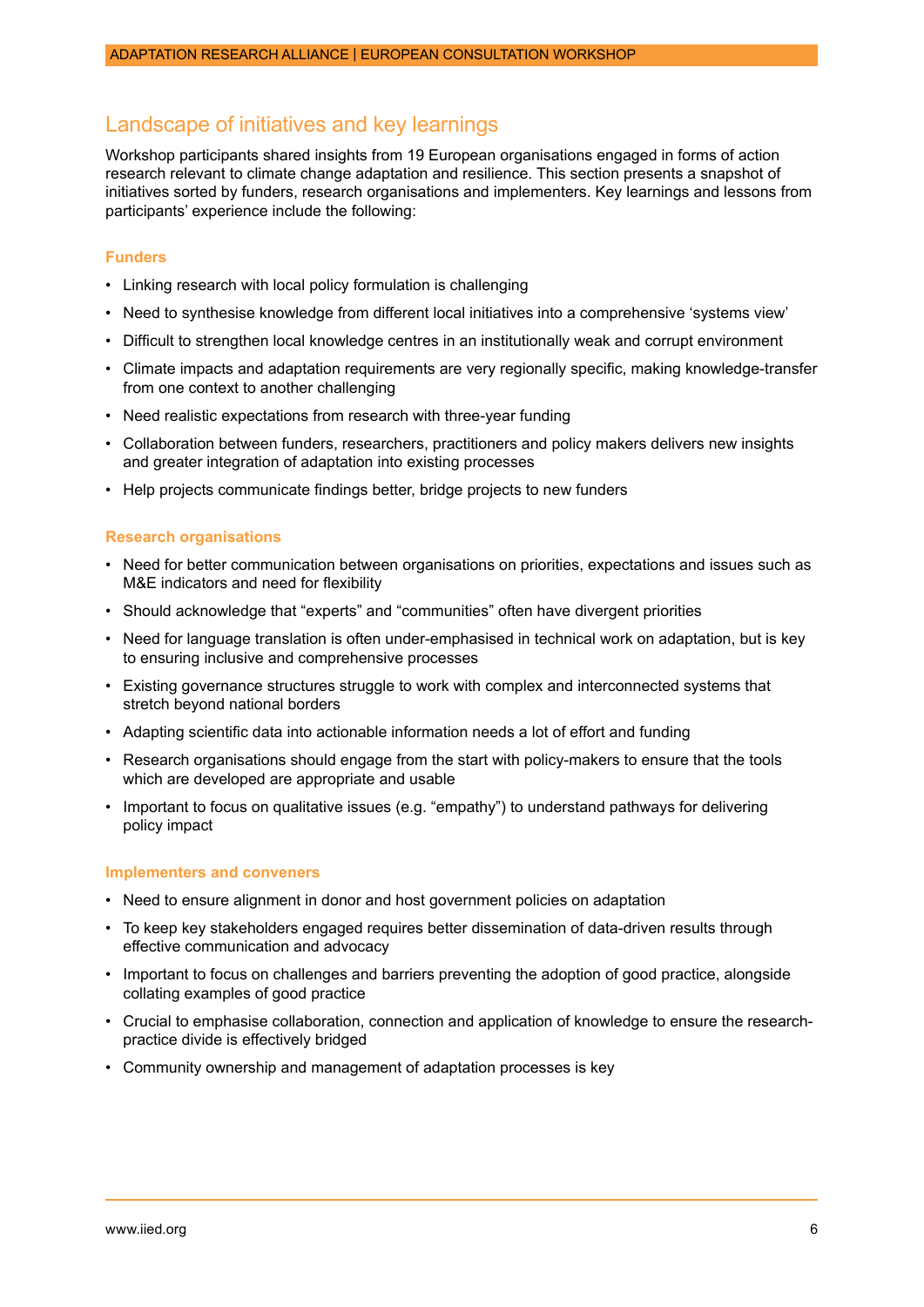## Landscape of initiatives and key learnings

Workshop participants shared insights from 19 European organisations engaged in forms of action research relevant to climate change adaptation and resilience. This section presents a snapshot of initiatives sorted by funders, research organisations and implementers. Key learnings and lessons from participants' experience include the following:

### Funders

- Linking research with local policy formulation is challenging
- Need to synthesise knowledge from different local initiatives into a comprehensive 'systems view'
- Difficult to strengthen local knowledge centres in an institutionally weak and corrupt environment
- Climate impacts and adaptation requirements are very regionally specific, making knowledge-transfer from one context to another challenging
- Need realistic expectations from research with three-year funding
- Collaboration between funders, researchers, practitioners and policy makers delivers new insights and greater integration of adaptation into existing processes
- Help projects communicate findings better, bridge projects to new funders

### Research organisations

- Need for better communication between organisations on priorities, expectations and issues such as M&E indicators and need for flexibility
- Should acknowledge that "experts" and "communities" often have divergent priorities
- Need for language translation is often under-emphasised in technical work on adaptation, but is key to ensuring inclusive and comprehensive processes
- Existing governance structures struggle to work with complex and interconnected systems that stretch beyond national borders
- Adapting scientific data into actionable information needs a lot of effort and funding
- Research organisations should engage from the start with policy-makers to ensure that the tools which are developed are appropriate and usable
- Important to focus on qualitative issues (e.g. "empathy") to understand pathways for delivering policy impact

### Implementers and conveners

- Need to ensure alignment in donor and host government policies on adaptation
- To keep key stakeholders engaged requires better dissemination of data-driven results through effective communication and advocacy
- Important to focus on challenges and barriers preventing the adoption of good practice, alongside collating examples of good practice
- Crucial to emphasise collaboration, connection and application of knowledge to ensure the research-practice divide is effectively bridged
- Community ownership and management of adaptation processes is key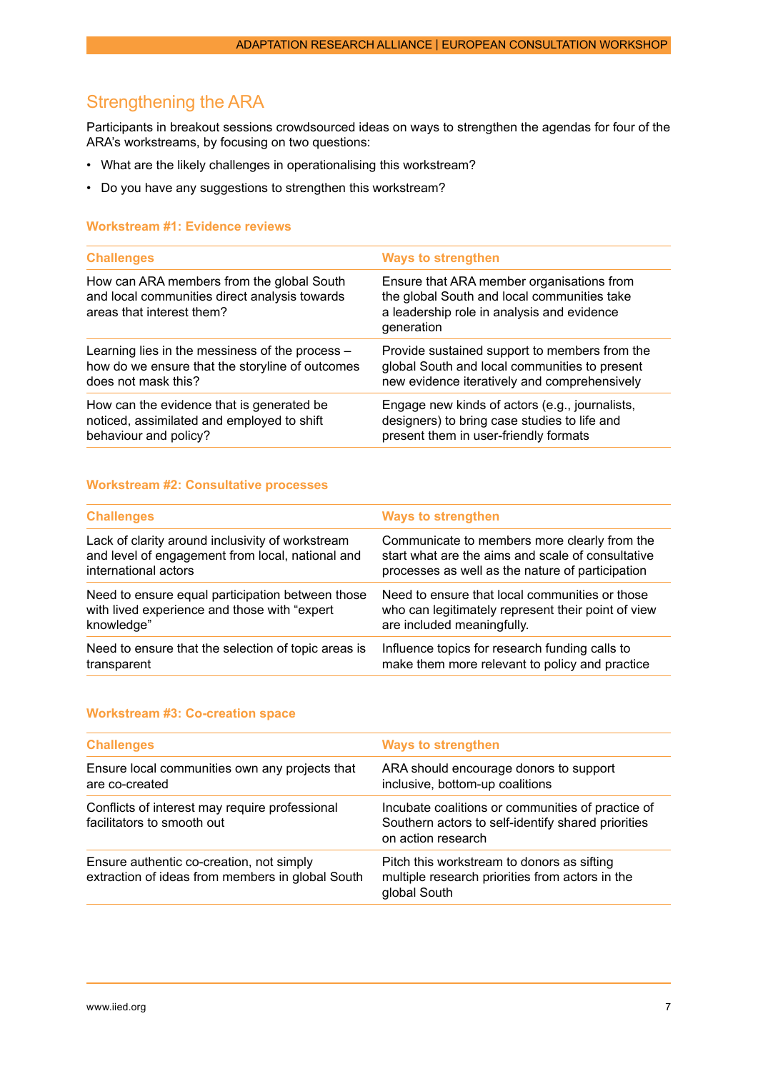## Strengthening the ARA

Participants in breakout sessions crowdsourced ideas on ways to strengthen the agendas for four of the ARA's workstreams, by focusing on two questions:

- What are the likely challenges in operationalising this workstream?
- Do you have any suggestions to strengthen this workstream?

### Workstream #1: Evidence reviews

| Challenges | Ways to strengthen |
|---|---|
| How can ARA members from the global South and local communities direct analysis towards areas that interest them? | Ensure that ARA member organisations from the global South and local communities take a leadership role in analysis and evidence generation |
| Learning lies in the messiness of the process – how do we ensure that the storyline of outcomes does not mask this? | Provide sustained support to members from the global South and local communities to present new evidence iteratively and comprehensively |
| How can the evidence that is generated be noticed, assimilated and employed to shift behaviour and policy? | Engage new kinds of actors (e.g., journalists, designers) to bring case studies to life and present them in user-friendly formats |

### Workstream #2: Consultative processes

| Challenges | Ways to strengthen |
|---|---|
| Lack of clarity around inclusivity of workstream and level of engagement from local, national and international actors | Communicate to members more clearly from the start what are the aims and scale of consultative processes as well as the nature of participation |
| Need to ensure equal participation between those with lived experience and those with "expert knowledge" | Need to ensure that local communities or those who can legitimately represent their point of view are included meaningfully. |
| Need to ensure that the selection of topic areas is transparent | Influence topics for research funding calls to make them more relevant to policy and practice |

### Workstream #3: Co-creation space

| Challenges | Ways to strengthen |
|---|---|
| Ensure local communities own any projects that are co-created | ARA should encourage donors to support inclusive, bottom-up coalitions |
| Conflicts of interest may require professional facilitators to smooth out | Incubate coalitions or communities of practice of Southern actors to self-identify shared priorities on action research |
| Ensure authentic co-creation, not simply extraction of ideas from members in global South | Pitch this workstream to donors as sifting multiple research priorities from actors in the global South |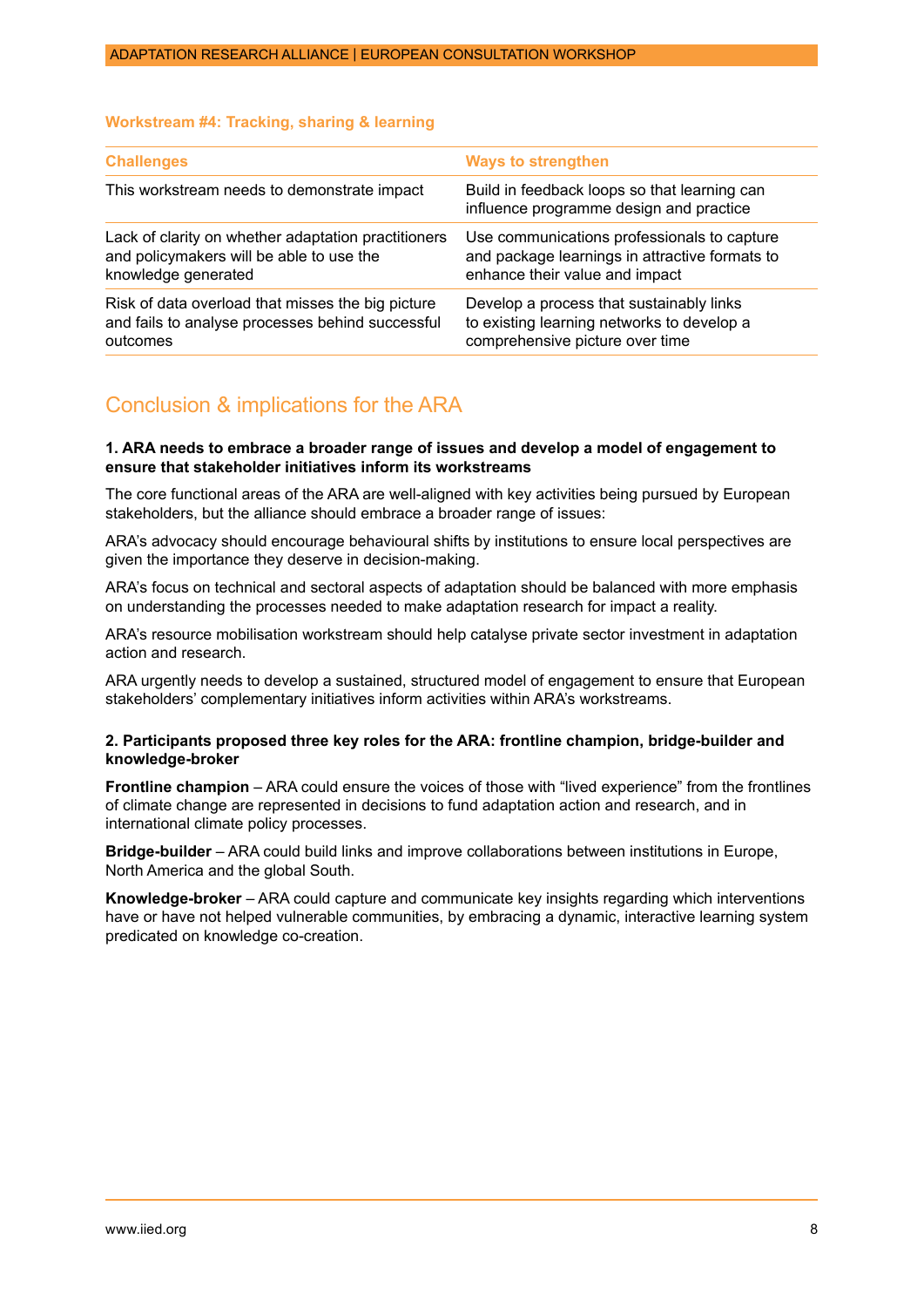### Workstream #4: Tracking, sharing & learning

| Challenges | Ways to strengthen |
|---|---|
| This workstream needs to demonstrate impact | Build in feedback loops so that learning can influence programme design and practice |
| Lack of clarity on whether adaptation practitioners and policymakers will be able to use the knowledge generated | Use communications professionals to capture and package learnings in attractive formats to enhance their value and impact |
| Risk of data overload that misses the big picture and fails to analyse processes behind successful outcomes | Develop a process that sustainably links to existing learning networks to develop a comprehensive picture over time |

## Conclusion & implications for the ARA

**1. ARA needs to embrace a broader range of issues and develop a model of engagement to ensure that stakeholder initiatives inform its workstreams**

The core functional areas of the ARA are well-aligned with key activities being pursued by European stakeholders, but the alliance should embrace a broader range of issues:

ARA's advocacy should encourage behavioural shifts by institutions to ensure local perspectives are given the importance they deserve in decision-making.

ARA's focus on technical and sectoral aspects of adaptation should be balanced with more emphasis on understanding the processes needed to make adaptation research for impact a reality.

ARA's resource mobilisation workstream should help catalyse private sector investment in adaptation action and research.

ARA urgently needs to develop a sustained, structured model of engagement to ensure that European stakeholders' complementary initiatives inform activities within ARA's workstreams.

**2. Participants proposed three key roles for the ARA: frontline champion, bridge-builder and knowledge-broker**

**Frontline champion** – ARA could ensure the voices of those with "lived experience" from the frontlines of climate change are represented in decisions to fund adaptation action and research, and in international climate policy processes.

**Bridge-builder** – ARA could build links and improve collaborations between institutions in Europe, North America and the global South.

**Knowledge-broker** – ARA could capture and communicate key insights regarding which interventions have or have not helped vulnerable communities, by embracing a dynamic, interactive learning system predicated on knowledge co-creation.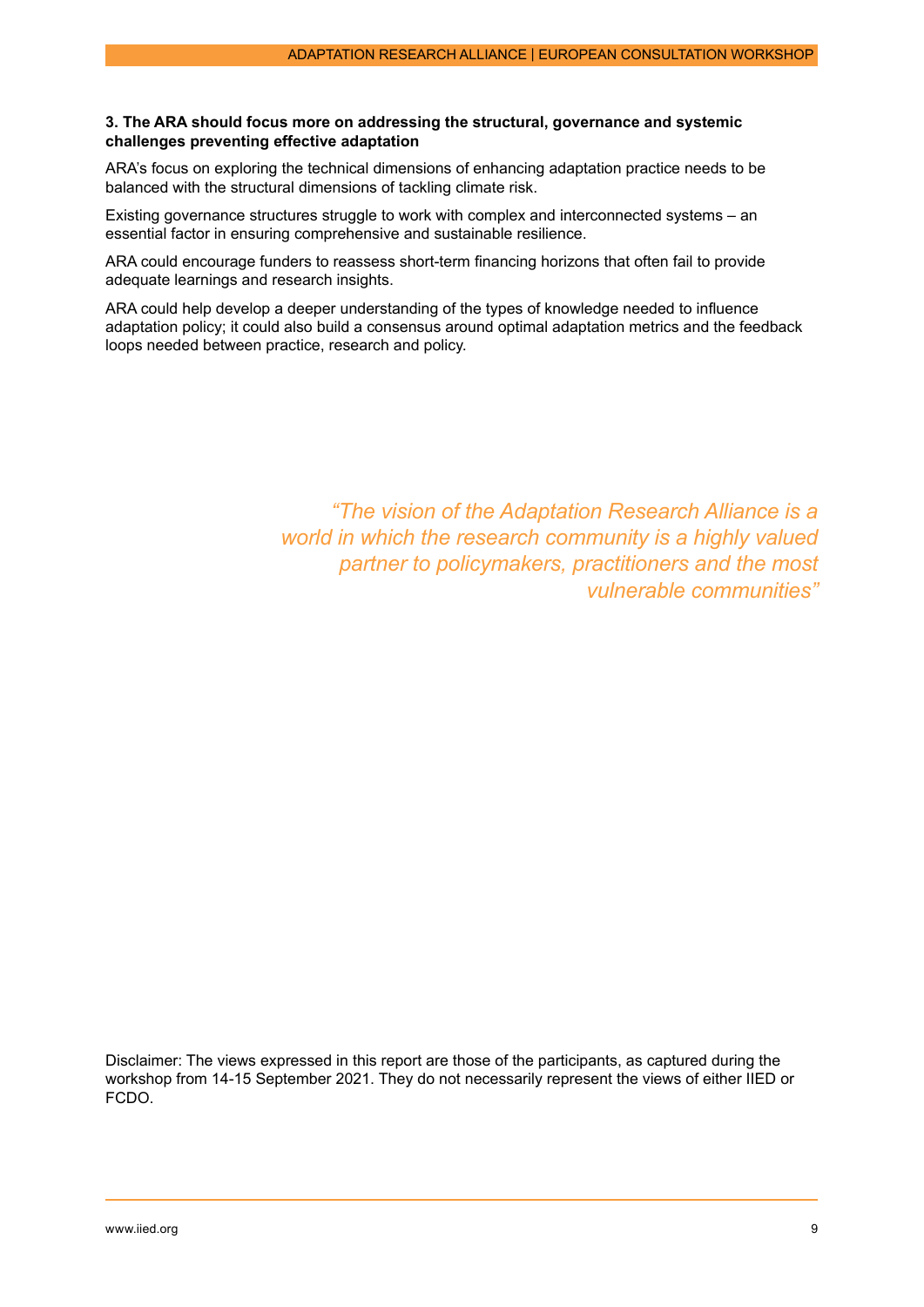**3. The ARA should focus more on addressing the structural, governance and systemic challenges preventing effective adaptation**

ARA's focus on exploring the technical dimensions of enhancing adaptation practice needs to be balanced with the structural dimensions of tackling climate risk.

Existing governance structures struggle to work with complex and interconnected systems – an essential factor in ensuring comprehensive and sustainable resilience.

ARA could encourage funders to reassess short-term financing horizons that often fail to provide adequate learnings and research insights.

ARA could help develop a deeper understanding of the types of knowledge needed to influence adaptation policy; it could also build a consensus around optimal adaptation metrics and the feedback loops needed between practice, research and policy.

*"The vision of the Adaptation Research Alliance is a world in which the research community is a highly valued partner to policymakers, practitioners and the most vulnerable communities"*

Disclaimer: The views expressed in this report are those of the participants, as captured during the workshop from 14-15 September 2021. They do not necessarily represent the views of either IIED or FCDO.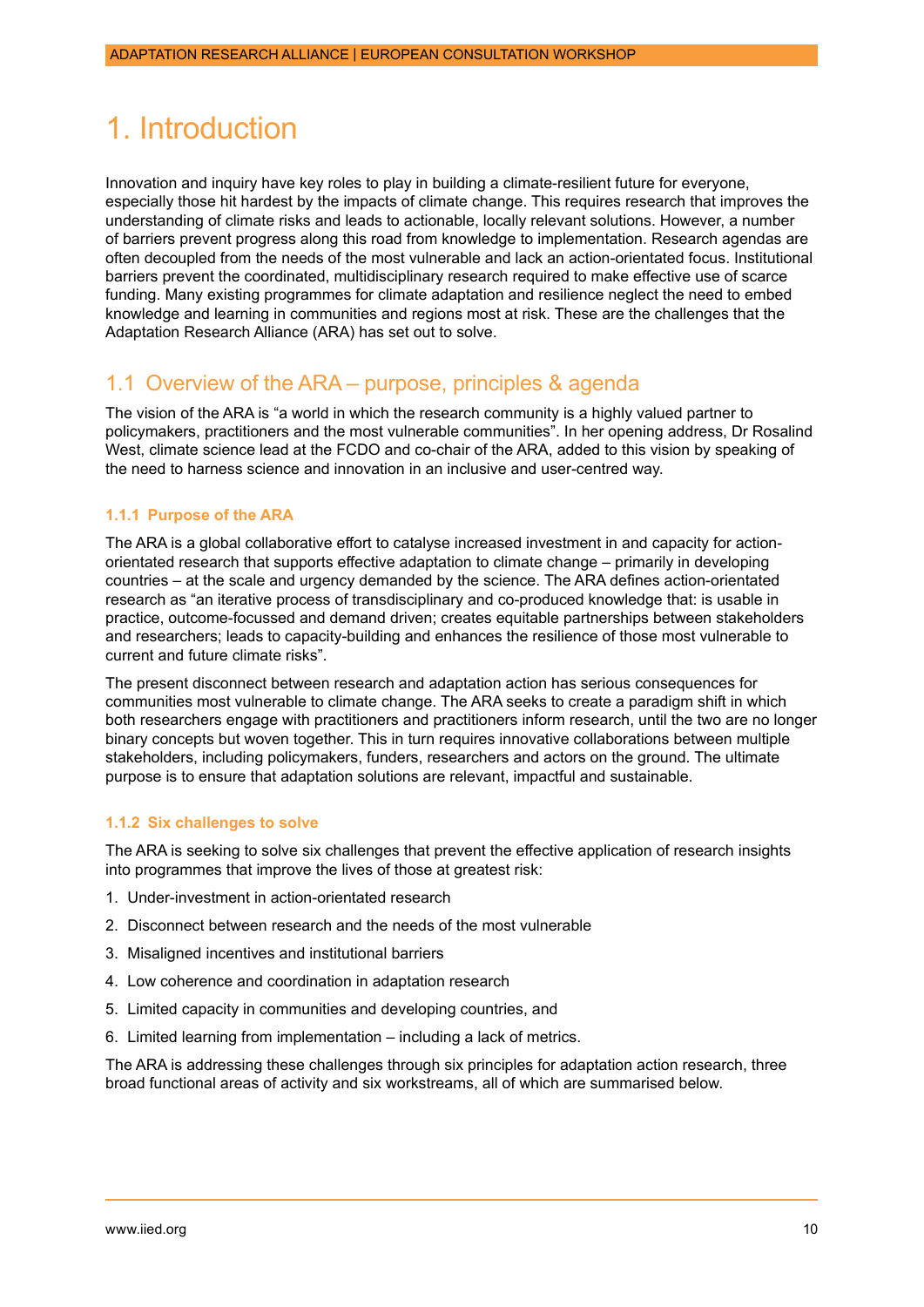# 1. Introduction

Innovation and inquiry have key roles to play in building a climate-resilient future for everyone, especially those hit hardest by the impacts of climate change. This requires research that improves the understanding of climate risks and leads to actionable, locally relevant solutions. However, a number of barriers prevent progress along this road from knowledge to implementation. Research agendas are often decoupled from the needs of the most vulnerable and lack an action-orientated focus. Institutional barriers prevent the coordinated, multidisciplinary research required to make effective use of scarce funding. Many existing programmes for climate adaptation and resilience neglect the need to embed knowledge and learning in communities and regions most at risk. These are the challenges that the Adaptation Research Alliance (ARA) has set out to solve.

## 1.1 Overview of the ARA – purpose, principles & agenda

The vision of the ARA is "a world in which the research community is a highly valued partner to policymakers, practitioners and the most vulnerable communities". In her opening address, Dr Rosalind West, climate science lead at the FCDO and co-chair of the ARA, added to this vision by speaking of the need to harness science and innovation in an inclusive and user-centred way.

### 1.1.1 Purpose of the ARA

The ARA is a global collaborative effort to catalyse increased investment in and capacity for action-orientated research that supports effective adaptation to climate change – primarily in developing countries – at the scale and urgency demanded by the science. The ARA defines action-orientated research as "an iterative process of transdisciplinary and co-produced knowledge that: is usable in practice, outcome-focussed and demand driven; creates equitable partnerships between stakeholders and researchers; leads to capacity-building and enhances the resilience of those most vulnerable to current and future climate risks".

The present disconnect between research and adaptation action has serious consequences for communities most vulnerable to climate change. The ARA seeks to create a paradigm shift in which both researchers engage with practitioners and practitioners inform research, until the two are no longer binary concepts but woven together. This in turn requires innovative collaborations between multiple stakeholders, including policymakers, funders, researchers and actors on the ground. The ultimate purpose is to ensure that adaptation solutions are relevant, impactful and sustainable.

### 1.1.2 Six challenges to solve

The ARA is seeking to solve six challenges that prevent the effective application of research insights into programmes that improve the lives of those at greatest risk:

1. Under-investment in action-orientated research
2. Disconnect between research and the needs of the most vulnerable
3. Misaligned incentives and institutional barriers
4. Low coherence and coordination in adaptation research
5. Limited capacity in communities and developing countries, and
6. Limited learning from implementation – including a lack of metrics.

The ARA is addressing these challenges through six principles for adaptation action research, three broad functional areas of activity and six workstreams, all of which are summarised below.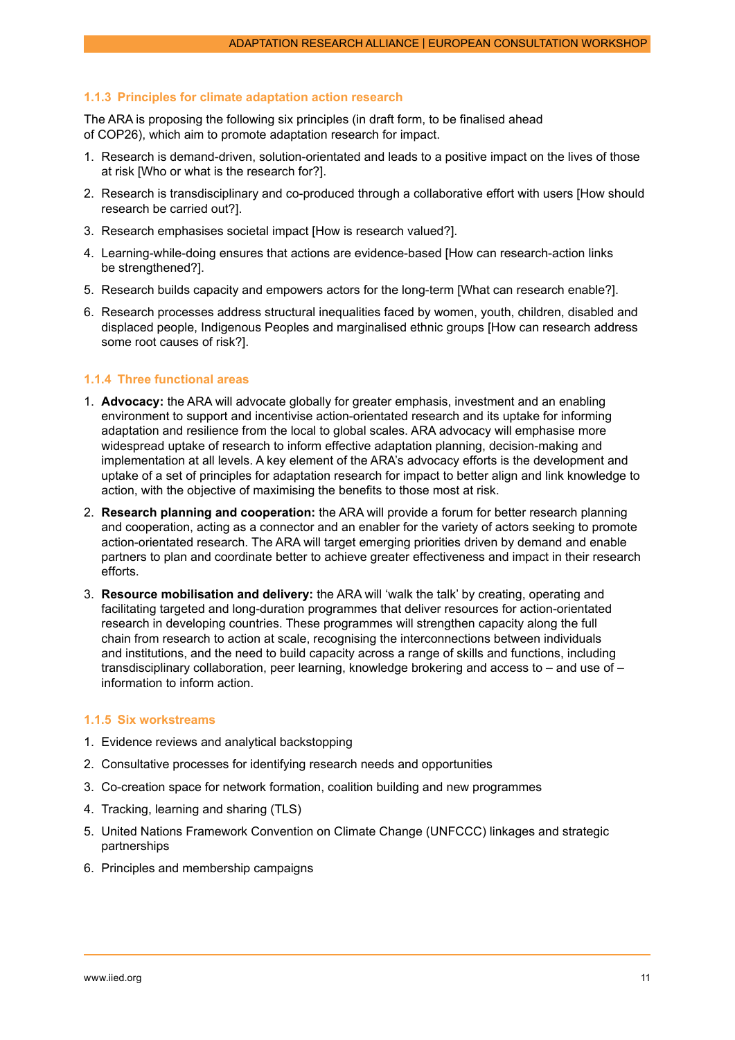### 1.1.3 Principles for climate adaptation action research

The ARA is proposing the following six principles (in draft form, to be finalised ahead of COP26), which aim to promote adaptation research for impact.

1. Research is demand-driven, solution-orientated and leads to a positive impact on the lives of those at risk [Who or what is the research for?].
2. Research is transdisciplinary and co-produced through a collaborative effort with users [How should research be carried out?].
3. Research emphasises societal impact [How is research valued?].
4. Learning-while-doing ensures that actions are evidence-based [How can research-action links be strengthened?].
5. Research builds capacity and empowers actors for the long-term [What can research enable?].
6. Research processes address structural inequalities faced by women, youth, children, disabled and displaced people, Indigenous Peoples and marginalised ethnic groups [How can research address some root causes of risk?].

### 1.1.4 Three functional areas

1. **Advocacy:** the ARA will advocate globally for greater emphasis, investment and an enabling environment to support and incentivise action-orientated research and its uptake for informing adaptation and resilience from the local to global scales. ARA advocacy will emphasise more widespread uptake of research to inform effective adaptation planning, decision-making and implementation at all levels. A key element of the ARA's advocacy efforts is the development and uptake of a set of principles for adaptation research for impact to better align and link knowledge to action, with the objective of maximising the benefits to those most at risk.
2. **Research planning and cooperation:** the ARA will provide a forum for better research planning and cooperation, acting as a connector and an enabler for the variety of actors seeking to promote action-orientated research. The ARA will target emerging priorities driven by demand and enable partners to plan and coordinate better to achieve greater effectiveness and impact in their research efforts.
3. **Resource mobilisation and delivery:** the ARA will 'walk the talk' by creating, operating and facilitating targeted and long-duration programmes that deliver resources for action-orientated research in developing countries. These programmes will strengthen capacity along the full chain from research to action at scale, recognising the interconnections between individuals and institutions, and the need to build capacity across a range of skills and functions, including transdisciplinary collaboration, peer learning, knowledge brokering and access to – and use of – information to inform action.

### 1.1.5 Six workstreams

1. Evidence reviews and analytical backstopping
2. Consultative processes for identifying research needs and opportunities
3. Co-creation space for network formation, coalition building and new programmes
4. Tracking, learning and sharing (TLS)
5. United Nations Framework Convention on Climate Change (UNFCCC) linkages and strategic partnerships
6. Principles and membership campaigns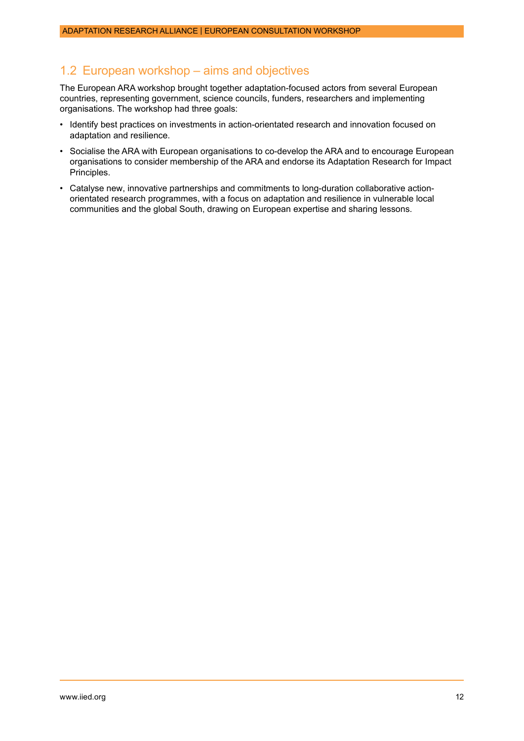## 1.2 European workshop – aims and objectives

The European ARA workshop brought together adaptation-focused actors from several European countries, representing government, science councils, funders, researchers and implementing organisations. The workshop had three goals:

- Identify best practices on investments in action-orientated research and innovation focused on adaptation and resilience.
- Socialise the ARA with European organisations to co-develop the ARA and to encourage European organisations to consider membership of the ARA and endorse its Adaptation Research for Impact Principles.
- Catalyse new, innovative partnerships and commitments to long-duration collaborative action-orientated research programmes, with a focus on adaptation and resilience in vulnerable local communities and the global South, drawing on European expertise and sharing lessons.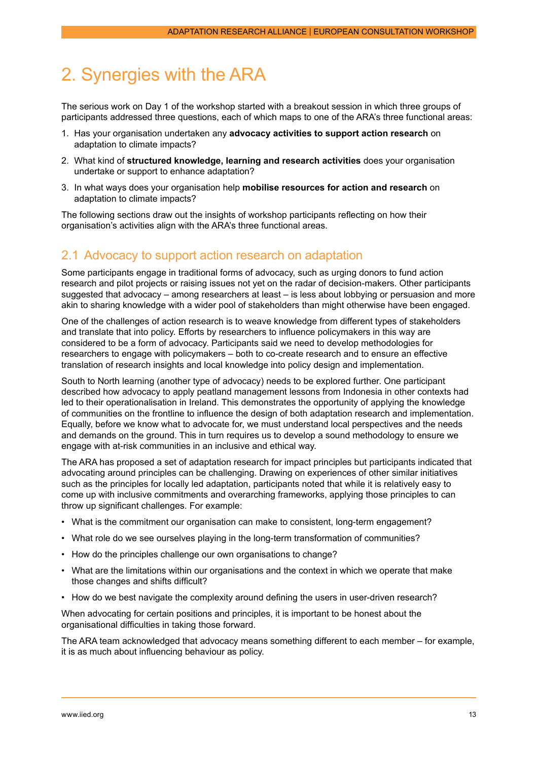# 2. Synergies with the ARA

The serious work on Day 1 of the workshop started with a breakout session in which three groups of participants addressed three questions, each of which maps to one of the ARA's three functional areas:

1. Has your organisation undertaken any **advocacy activities to support action research** on adaptation to climate impacts?
2. What kind of **structured knowledge, learning and research activities** does your organisation undertake or support to enhance adaptation?
3. In what ways does your organisation help **mobilise resources for action and research** on adaptation to climate impacts?

The following sections draw out the insights of workshop participants reflecting on how their organisation's activities align with the ARA's three functional areas.

## 2.1 Advocacy to support action research on adaptation

Some participants engage in traditional forms of advocacy, such as urging donors to fund action research and pilot projects or raising issues not yet on the radar of decision-makers. Other participants suggested that advocacy – among researchers at least – is less about lobbying or persuasion and more akin to sharing knowledge with a wider pool of stakeholders than might otherwise have been engaged.

One of the challenges of action research is to weave knowledge from different types of stakeholders and translate that into policy. Efforts by researchers to influence policymakers in this way are considered to be a form of advocacy. Participants said we need to develop methodologies for researchers to engage with policymakers – both to co-create research and to ensure an effective translation of research insights and local knowledge into policy design and implementation.

South to North learning (another type of advocacy) needs to be explored further. One participant described how advocacy to apply peatland management lessons from Indonesia in other contexts had led to their operationalisation in Ireland. This demonstrates the opportunity of applying the knowledge of communities on the frontline to influence the design of both adaptation research and implementation. Equally, before we know what to advocate for, we must understand local perspectives and the needs and demands on the ground. This in turn requires us to develop a sound methodology to ensure we engage with at-risk communities in an inclusive and ethical way.

The ARA has proposed a set of adaptation research for impact principles but participants indicated that advocating around principles can be challenging. Drawing on experiences of other similar initiatives such as the principles for locally led adaptation, participants noted that while it is relatively easy to come up with inclusive commitments and overarching frameworks, applying those principles to can throw up significant challenges. For example:

- What is the commitment our organisation can make to consistent, long-term engagement?
- What role do we see ourselves playing in the long-term transformation of communities?
- How do the principles challenge our own organisations to change?
- What are the limitations within our organisations and the context in which we operate that make those changes and shifts difficult?
- How do we best navigate the complexity around defining the users in user-driven research?

When advocating for certain positions and principles, it is important to be honest about the organisational difficulties in taking those forward.

The ARA team acknowledged that advocacy means something different to each member – for example, it is as much about influencing behaviour as policy.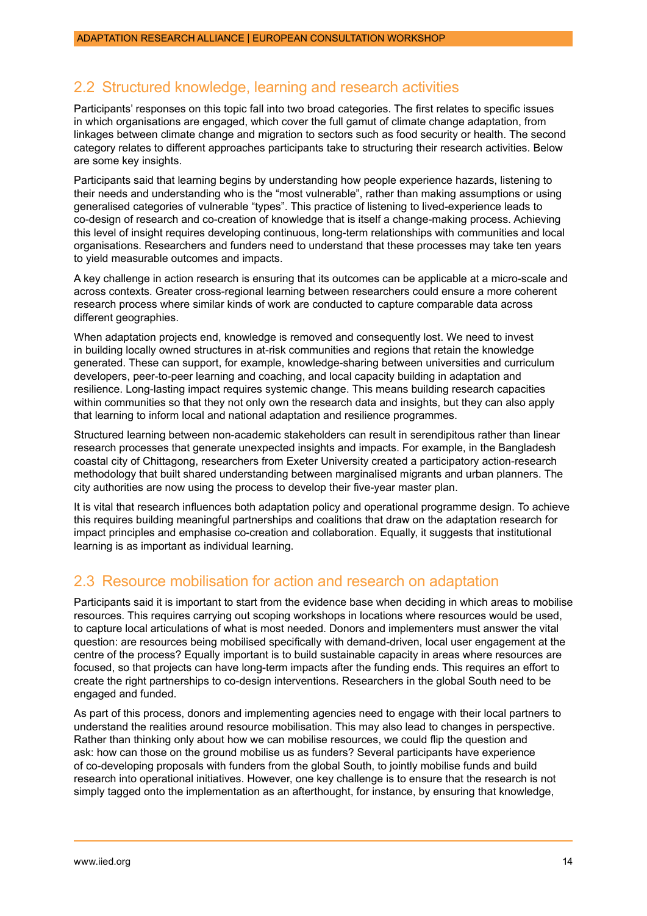## 2.2 Structured knowledge, learning and research activities

Participants' responses on this topic fall into two broad categories. The first relates to specific issues in which organisations are engaged, which cover the full gamut of climate change adaptation, from linkages between climate change and migration to sectors such as food security or health. The second category relates to different approaches participants take to structuring their research activities. Below are some key insights.

Participants said that learning begins by understanding how people experience hazards, listening to their needs and understanding who is the "most vulnerable", rather than making assumptions or using generalised categories of vulnerable "types". This practice of listening to lived-experience leads to co-design of research and co-creation of knowledge that is itself a change-making process. Achieving this level of insight requires developing continuous, long-term relationships with communities and local organisations. Researchers and funders need to understand that these processes may take ten years to yield measurable outcomes and impacts.

A key challenge in action research is ensuring that its outcomes can be applicable at a micro-scale and across contexts. Greater cross-regional learning between researchers could ensure a more coherent research process where similar kinds of work are conducted to capture comparable data across different geographies.

When adaptation projects end, knowledge is removed and consequently lost. We need to invest in building locally owned structures in at-risk communities and regions that retain the knowledge generated. These can support, for example, knowledge-sharing between universities and curriculum developers, peer-to-peer learning and coaching, and local capacity building in adaptation and resilience. Long-lasting impact requires systemic change. This means building research capacities within communities so that they not only own the research data and insights, but they can also apply that learning to inform local and national adaptation and resilience programmes.

Structured learning between non-academic stakeholders can result in serendipitous rather than linear research processes that generate unexpected insights and impacts. For example, in the Bangladesh coastal city of Chittagong, researchers from Exeter University created a participatory action-research methodology that built shared understanding between marginalised migrants and urban planners. The city authorities are now using the process to develop their five-year master plan.

It is vital that research influences both adaptation policy and operational programme design. To achieve this requires building meaningful partnerships and coalitions that draw on the adaptation research for impact principles and emphasise co-creation and collaboration. Equally, it suggests that institutional learning is as important as individual learning.

## 2.3 Resource mobilisation for action and research on adaptation

Participants said it is important to start from the evidence base when deciding in which areas to mobilise resources. This requires carrying out scoping workshops in locations where resources would be used, to capture local articulations of what is most needed. Donors and implementers must answer the vital question: are resources being mobilised specifically with demand-driven, local user engagement at the centre of the process? Equally important is to build sustainable capacity in areas where resources are focused, so that projects can have long-term impacts after the funding ends. This requires an effort to create the right partnerships to co-design interventions. Researchers in the global South need to be engaged and funded.

As part of this process, donors and implementing agencies need to engage with their local partners to understand the realities around resource mobilisation. This may also lead to changes in perspective. Rather than thinking only about how we can mobilise resources, we could flip the question and ask: how can those on the ground mobilise us as funders? Several participants have experience of co-developing proposals with funders from the global South, to jointly mobilise funds and build research into operational initiatives. However, one key challenge is to ensure that the research is not simply tagged onto the implementation as an afterthought, for instance, by ensuring that knowledge,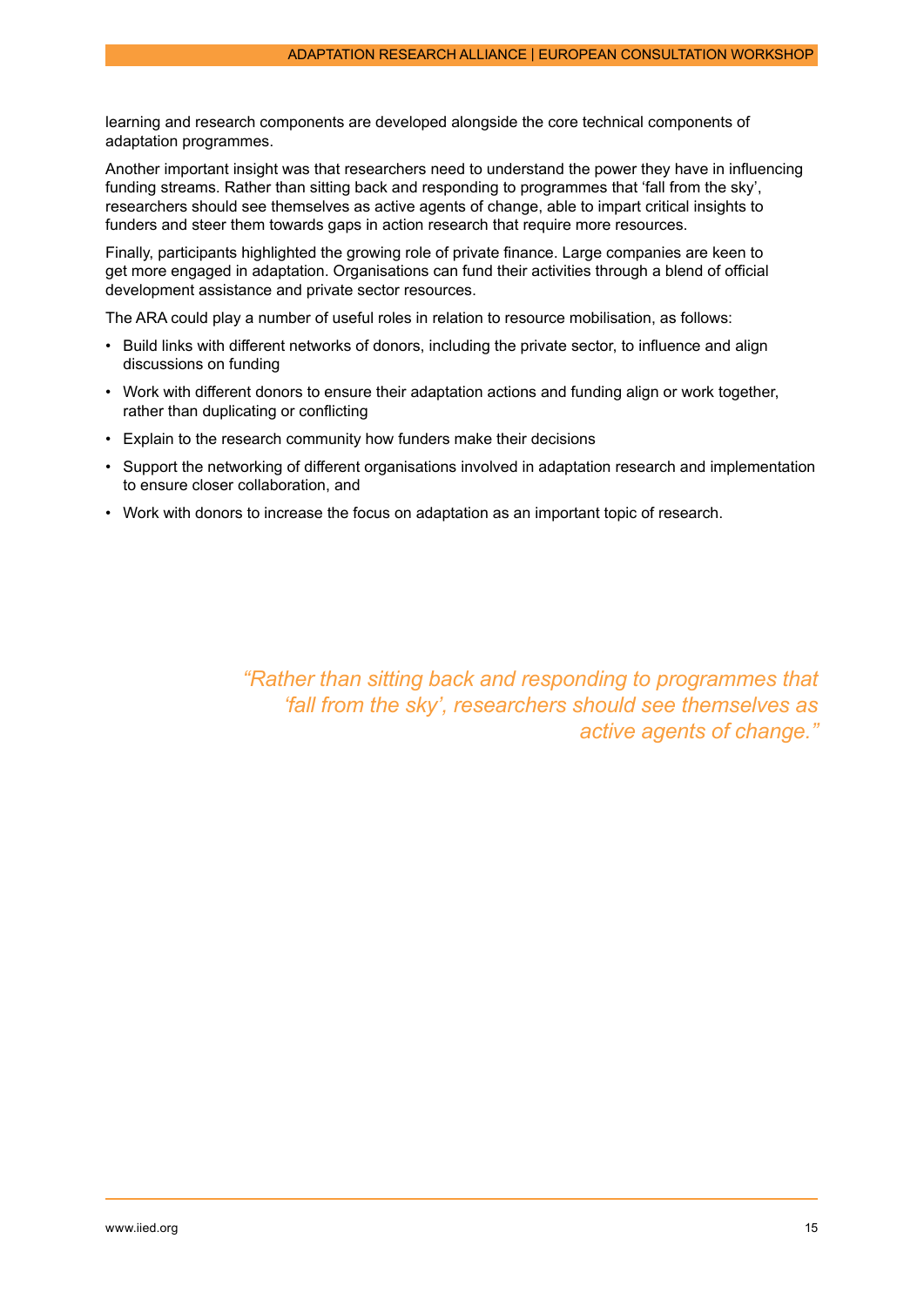learning and research components are developed alongside the core technical components of adaptation programmes.

Another important insight was that researchers need to understand the power they have in influencing funding streams. Rather than sitting back and responding to programmes that 'fall from the sky', researchers should see themselves as active agents of change, able to impart critical insights to funders and steer them towards gaps in action research that require more resources.

Finally, participants highlighted the growing role of private finance. Large companies are keen to get more engaged in adaptation. Organisations can fund their activities through a blend of official development assistance and private sector resources.

The ARA could play a number of useful roles in relation to resource mobilisation, as follows:

- Build links with different networks of donors, including the private sector, to influence and align discussions on funding
- Work with different donors to ensure their adaptation actions and funding align or work together, rather than duplicating or conflicting
- Explain to the research community how funders make their decisions
- Support the networking of different organisations involved in adaptation research and implementation to ensure closer collaboration, and
- Work with donors to increase the focus on adaptation as an important topic of research.

> *"Rather than sitting back and responding to programmes that 'fall from the sky', researchers should see themselves as active agents of change."*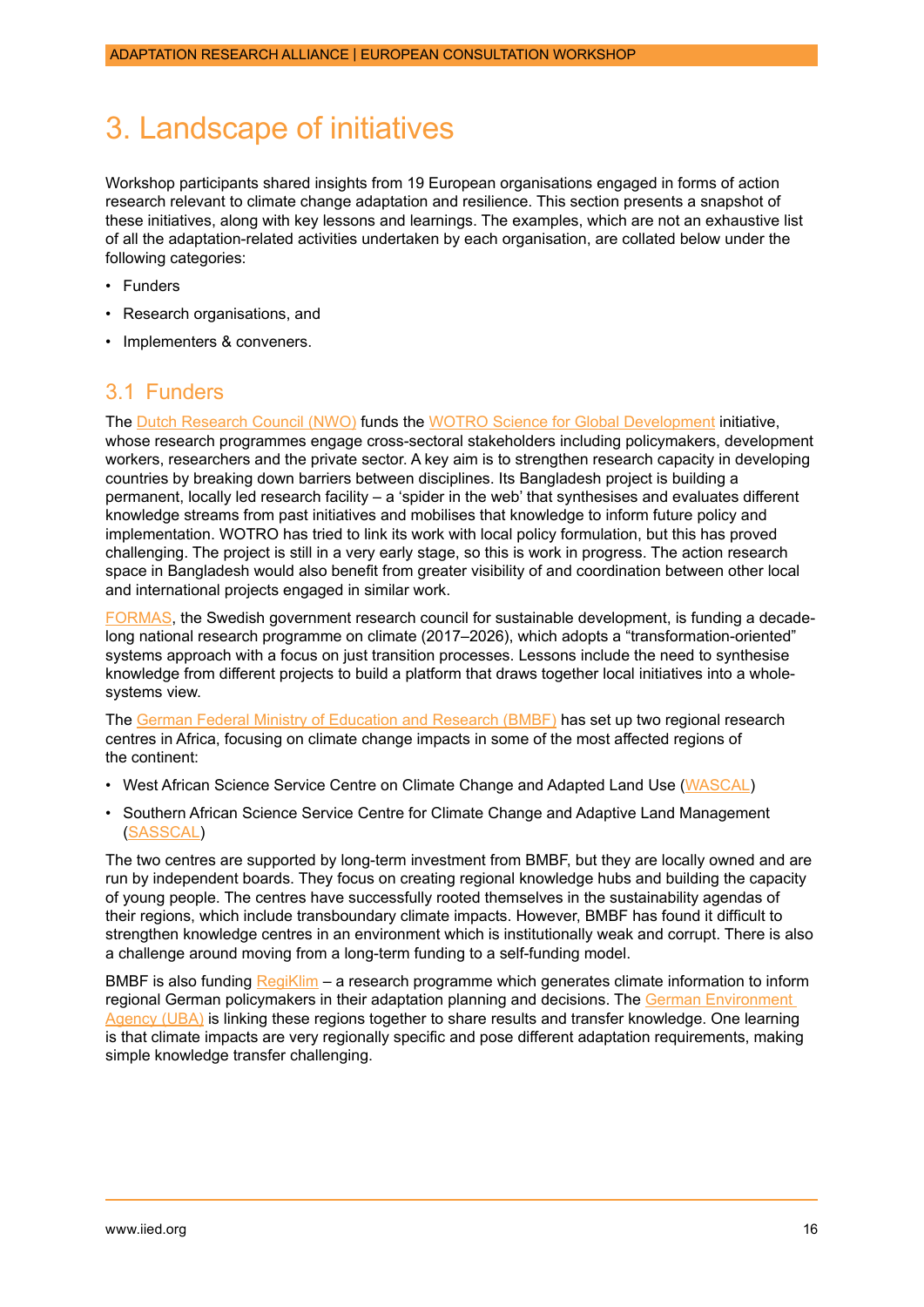# 3. Landscape of initiatives

Workshop participants shared insights from 19 European organisations engaged in forms of action research relevant to climate change adaptation and resilience. This section presents a snapshot of these initiatives, along with key lessons and learnings. The examples, which are not an exhaustive list of all the adaptation-related activities undertaken by each organisation, are collated below under the following categories:

- Funders
- Research organisations, and
- Implementers & conveners.

## 3.1 Funders

The Dutch Research Council (NWO) funds the WOTRO Science for Global Development initiative, whose research programmes engage cross-sectoral stakeholders including policymakers, development workers, researchers and the private sector. A key aim is to strengthen research capacity in developing countries by breaking down barriers between disciplines. Its Bangladesh project is building a permanent, locally led research facility – a 'spider in the web' that synthesises and evaluates different knowledge streams from past initiatives and mobilises that knowledge to inform future policy and implementation. WOTRO has tried to link its work with local policy formulation, but this has proved challenging. The project is still in a very early stage, so this is work in progress. The action research space in Bangladesh would also benefit from greater visibility of and coordination between other local and international projects engaged in similar work.

FORMAS, the Swedish government research council for sustainable development, is funding a decade-long national research programme on climate (2017–2026), which adopts a "transformation-oriented" systems approach with a focus on just transition processes. Lessons include the need to synthesise knowledge from different projects to build a platform that draws together local initiatives into a whole-systems view.

The German Federal Ministry of Education and Research (BMBF) has set up two regional research centres in Africa, focusing on climate change impacts in some of the most affected regions of the continent:

- West African Science Service Centre on Climate Change and Adapted Land Use (WASCAL)
- Southern African Science Service Centre for Climate Change and Adaptive Land Management (SASSCAL)

The two centres are supported by long-term investment from BMBF, but they are locally owned and are run by independent boards. They focus on creating regional knowledge hubs and building the capacity of young people. The centres have successfully rooted themselves in the sustainability agendas of their regions, which include transboundary climate impacts. However, BMBF has found it difficult to strengthen knowledge centres in an environment which is institutionally weak and corrupt. There is also a challenge around moving from a long-term funding to a self-funding model.

BMBF is also funding RegiKlim – a research programme which generates climate information to inform regional German policymakers in their adaptation planning and decisions. The German Environment Agency (UBA) is linking these regions together to share results and transfer knowledge. One learning is that climate impacts are very regionally specific and pose different adaptation requirements, making simple knowledge transfer challenging.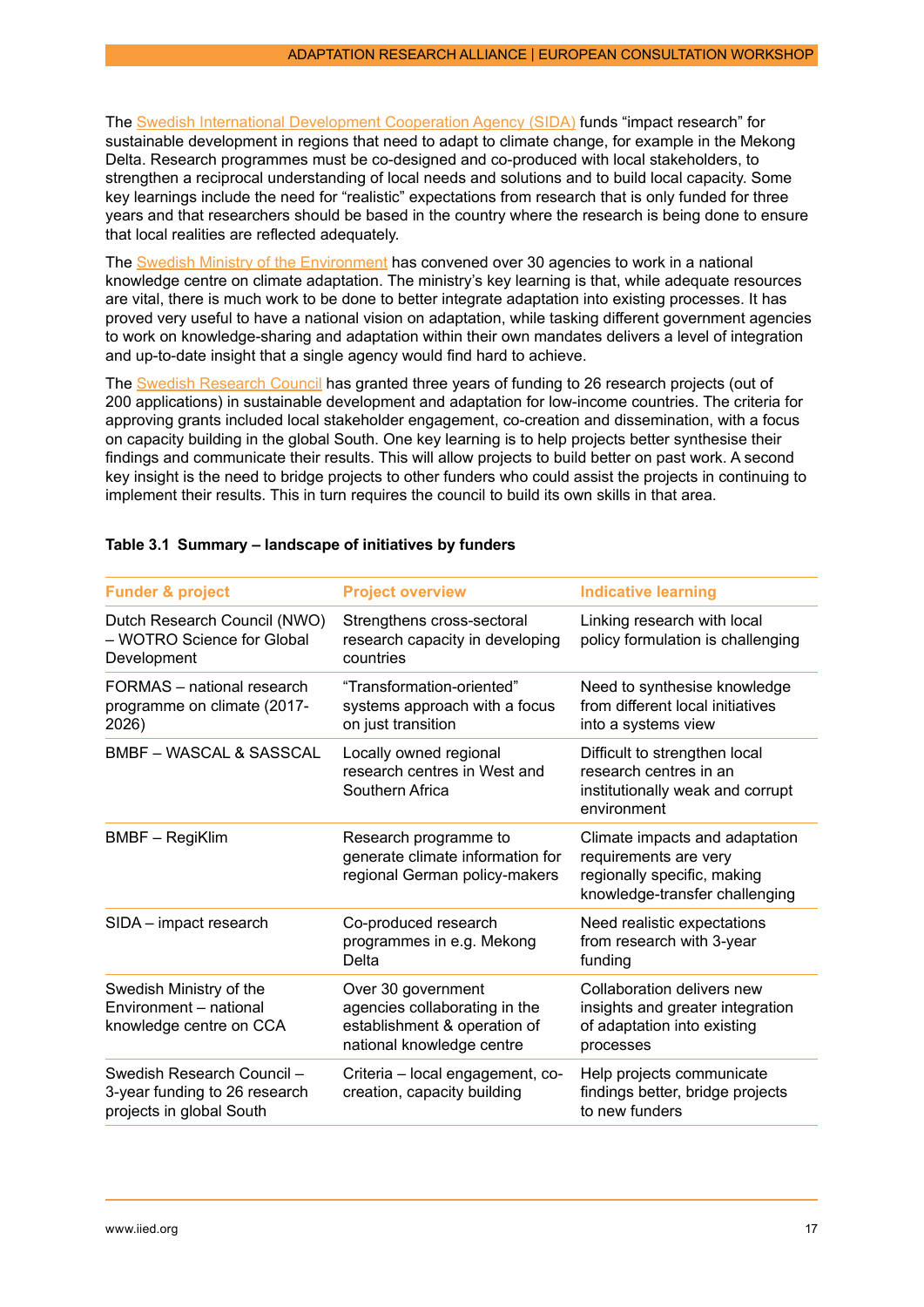The Swedish International Development Cooperation Agency (SIDA) funds "impact research" for sustainable development in regions that need to adapt to climate change, for example in the Mekong Delta. Research programmes must be co-designed and co-produced with local stakeholders, to strengthen a reciprocal understanding of local needs and solutions and to build local capacity. Some key learnings include the need for "realistic" expectations from research that is only funded for three years and that researchers should be based in the country where the research is being done to ensure that local realities are reflected adequately.

The Swedish Ministry of the Environment has convened over 30 agencies to work in a national knowledge centre on climate adaptation. The ministry's key learning is that, while adequate resources are vital, there is much work to be done to better integrate adaptation into existing processes. It has proved very useful to have a national vision on adaptation, while tasking different government agencies to work on knowledge-sharing and adaptation within their own mandates delivers a level of integration and up-to-date insight that a single agency would find hard to achieve.

The Swedish Research Council has granted three years of funding to 26 research projects (out of 200 applications) in sustainable development and adaptation for low-income countries. The criteria for approving grants included local stakeholder engagement, co-creation and dissemination, with a focus on capacity building in the global South. One key learning is to help projects better synthesise their findings and communicate their results. This will allow projects to build better on past work. A second key insight is the need to bridge projects to other funders who could assist the projects in continuing to implement their results. This in turn requires the council to build its own skills in that area.

**Table 3.1 Summary – landscape of initiatives by funders**

| Funder & project | Project overview | Indicative learning |
|---|---|---|
| Dutch Research Council (NWO) – WOTRO Science for Global Development | Strengthens cross-sectoral research capacity in developing countries | Linking research with local policy formulation is challenging |
| FORMAS – national research programme on climate (2017-2026) | "Transformation-oriented" systems approach with a focus on just transition | Need to synthesise knowledge from different local initiatives into a systems view |
| BMBF – WASCAL & SASSCAL | Locally owned regional research centres in West and Southern Africa | Difficult to strengthen local research centres in an institutionally weak and corrupt environment |
| BMBF – RegiKlim | Research programme to generate climate information for regional German policy-makers | Climate impacts and adaptation requirements are very regionally specific, making knowledge-transfer challenging |
| SIDA – impact research | Co-produced research programmes in e.g. Mekong Delta | Need realistic expectations from research with 3-year funding |
| Swedish Ministry of the Environment – national knowledge centre on CCA | Over 30 government agencies collaborating in the establishment & operation of national knowledge centre | Collaboration delivers new insights and greater integration of adaptation into existing processes |
| Swedish Research Council – 3-year funding to 26 research projects in global South | Criteria – local engagement, co-creation, capacity building | Help projects communicate findings better, bridge projects to new funders |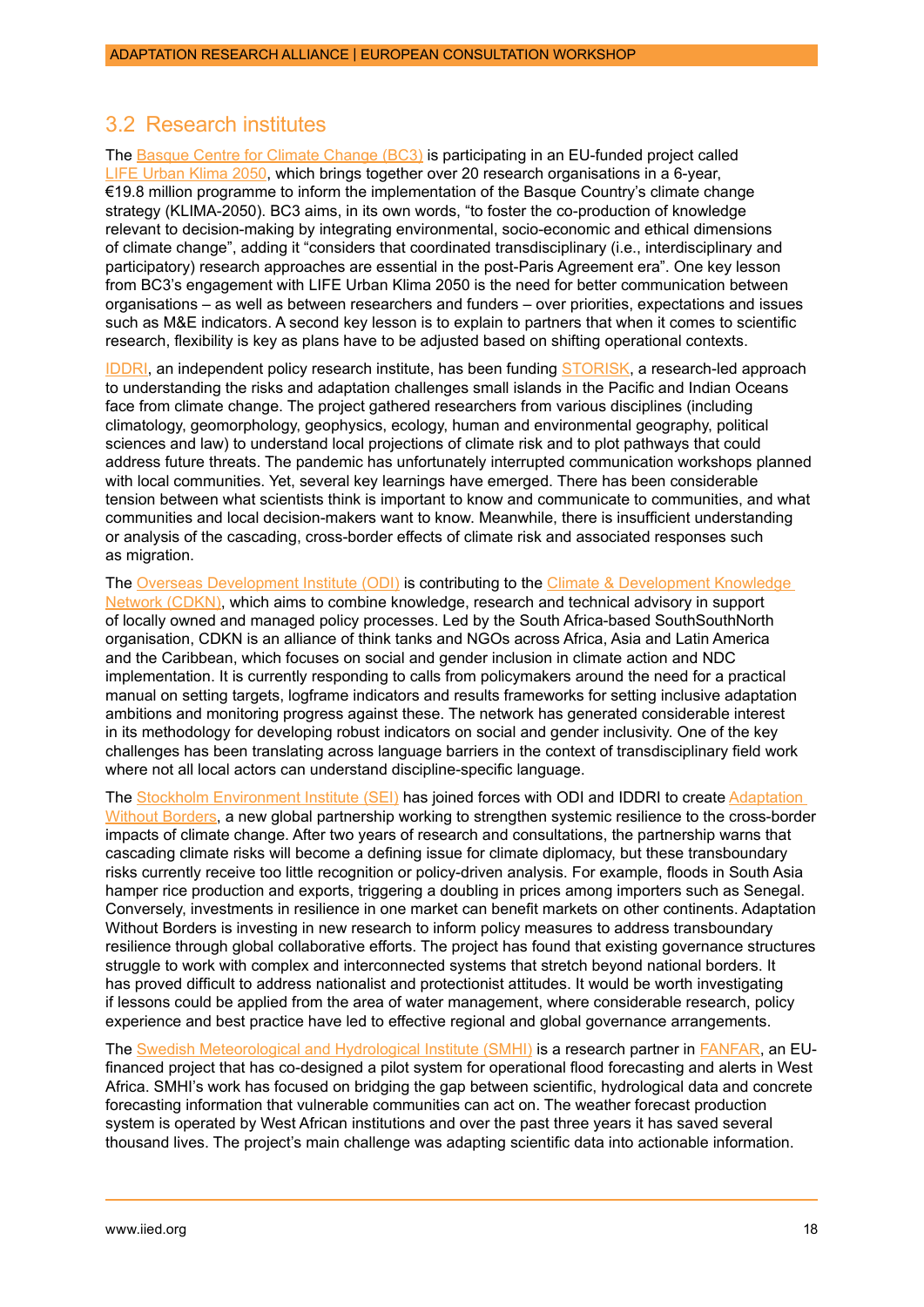## 3.2 Research institutes

The Basque Centre for Climate Change (BC3) is participating in an EU-funded project called LIFE Urban Klima 2050, which brings together over 20 research organisations in a 6-year, €19.8 million programme to inform the implementation of the Basque Country's climate change strategy (KLIMA-2050). BC3 aims, in its own words, "to foster the co-production of knowledge relevant to decision-making by integrating environmental, socio-economic and ethical dimensions of climate change", adding it "considers that coordinated transdisciplinary (i.e., interdisciplinary and participatory) research approaches are essential in the post-Paris Agreement era". One key lesson from BC3's engagement with LIFE Urban Klima 2050 is the need for better communication between organisations – as well as between researchers and funders – over priorities, expectations and issues such as M&E indicators. A second key lesson is to explain to partners that when it comes to scientific research, flexibility is key as plans have to be adjusted based on shifting operational contexts.

IDDRI, an independent policy research institute, has been funding STORISK, a research-led approach to understanding the risks and adaptation challenges small islands in the Pacific and Indian Oceans face from climate change. The project gathered researchers from various disciplines (including climatology, geomorphology, geophysics, ecology, human and environmental geography, political sciences and law) to understand local projections of climate risk and to plot pathways that could address future threats. The pandemic has unfortunately interrupted communication workshops planned with local communities. Yet, several key learnings have emerged. There has been considerable tension between what scientists think is important to know and communicate to communities, and what communities and local decision-makers want to know. Meanwhile, there is insufficient understanding or analysis of the cascading, cross-border effects of climate risk and associated responses such as migration.

The Overseas Development Institute (ODI) is contributing to the Climate & Development Knowledge Network (CDKN), which aims to combine knowledge, research and technical advisory in support of locally owned and managed policy processes. Led by the South Africa-based SouthSouthNorth organisation, CDKN is an alliance of think tanks and NGOs across Africa, Asia and Latin America and the Caribbean, which focuses on social and gender inclusion in climate action and NDC implementation. It is currently responding to calls from policymakers around the need for a practical manual on setting targets, logframe indicators and results frameworks for setting inclusive adaptation ambitions and monitoring progress against these. The network has generated considerable interest in its methodology for developing robust indicators on social and gender inclusivity. One of the key challenges has been translating across language barriers in the context of transdisciplinary field work where not all local actors can understand discipline-specific language.

The Stockholm Environment Institute (SEI) has joined forces with ODI and IDDRI to create Adaptation Without Borders, a new global partnership working to strengthen systemic resilience to the cross-border impacts of climate change. After two years of research and consultations, the partnership warns that cascading climate risks will become a defining issue for climate diplomacy, but these transboundary risks currently receive too little recognition or policy-driven analysis. For example, floods in South Asia hamper rice production and exports, triggering a doubling in prices among importers such as Senegal. Conversely, investments in resilience in one market can benefit markets on other continents. Adaptation Without Borders is investing in new research to inform policy measures to address transboundary resilience through global collaborative efforts. The project has found that existing governance structures struggle to work with complex and interconnected systems that stretch beyond national borders. It has proved difficult to address nationalist and protectionist attitudes. It would be worth investigating if lessons could be applied from the area of water management, where considerable research, policy experience and best practice have led to effective regional and global governance arrangements.

The Swedish Meteorological and Hydrological Institute (SMHI) is a research partner in FANFAR, an EU-financed project that has co-designed a pilot system for operational flood forecasting and alerts in West Africa. SMHI's work has focused on bridging the gap between scientific, hydrological data and concrete forecasting information that vulnerable communities can act on. The weather forecast production system is operated by West African institutions and over the past three years it has saved several thousand lives. The project's main challenge was adapting scientific data into actionable information.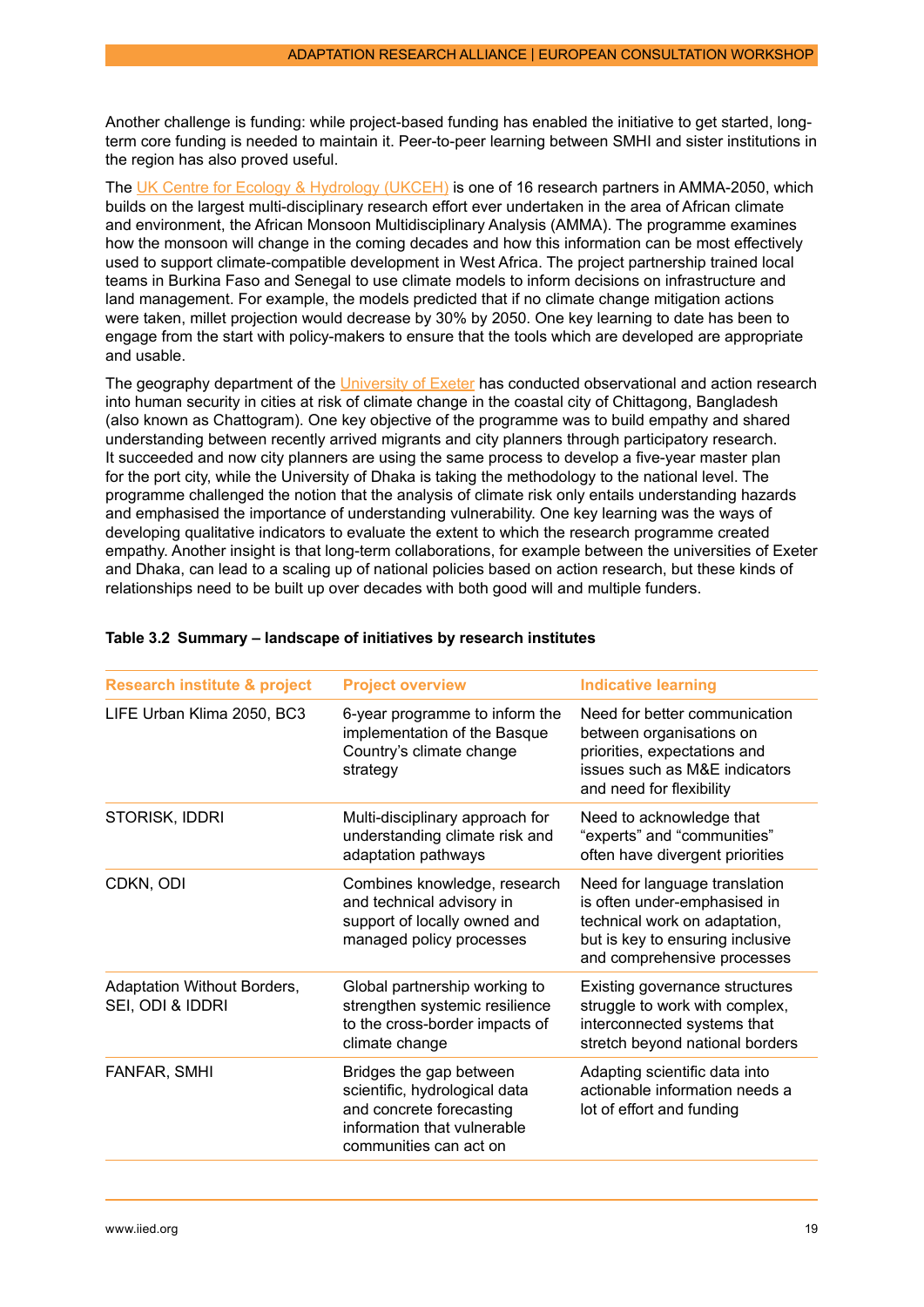Another challenge is funding: while project-based funding has enabled the initiative to get started, long-term core funding is needed to maintain it. Peer-to-peer learning between SMHI and sister institutions in the region has also proved useful.

The UK Centre for Ecology & Hydrology (UKCEH) is one of 16 research partners in AMMA-2050, which builds on the largest multi-disciplinary research effort ever undertaken in the area of African climate and environment, the African Monsoon Multidisciplinary Analysis (AMMA). The programme examines how the monsoon will change in the coming decades and how this information can be most effectively used to support climate-compatible development in West Africa. The project partnership trained local teams in Burkina Faso and Senegal to use climate models to inform decisions on infrastructure and land management. For example, the models predicted that if no climate change mitigation actions were taken, millet projection would decrease by 30% by 2050. One key learning to date has been to engage from the start with policy-makers to ensure that the tools which are developed are appropriate and usable.

The geography department of the University of Exeter has conducted observational and action research into human security in cities at risk of climate change in the coastal city of Chittagong, Bangladesh (also known as Chattogram). One key objective of the programme was to build empathy and shared understanding between recently arrived migrants and city planners through participatory research. It succeeded and now city planners are using the same process to develop a five-year master plan for the port city, while the University of Dhaka is taking the methodology to the national level. The programme challenged the notion that the analysis of climate risk only entails understanding hazards and emphasised the importance of understanding vulnerability. One key learning was the ways of developing qualitative indicators to evaluate the extent to which the research programme created empathy. Another insight is that long-term collaborations, for example between the universities of Exeter and Dhaka, can lead to a scaling up of national policies based on action research, but these kinds of relationships need to be built up over decades with both good will and multiple funders.

**Table 3.2 Summary – landscape of initiatives by research institutes**

| Research institute & project | Project overview | Indicative learning |
|---|---|---|
| LIFE Urban Klima 2050, BC3 | 6-year programme to inform the implementation of the Basque Country's climate change strategy | Need for better communication between organisations on priorities, expectations and issues such as M&E indicators and need for flexibility |
| STORISK, IDDRI | Multi-disciplinary approach for understanding climate risk and adaptation pathways | Need to acknowledge that "experts" and "communities" often have divergent priorities |
| CDKN, ODI | Combines knowledge, research and technical advisory in support of locally owned and managed policy processes | Need for language translation is often under-emphasised in technical work on adaptation, but is key to ensuring inclusive and comprehensive processes |
| Adaptation Without Borders, SEI, ODI & IDDRI | Global partnership working to strengthen systemic resilience to the cross-border impacts of climate change | Existing governance structures struggle to work with complex, interconnected systems that stretch beyond national borders |
| FANFAR, SMHI | Bridges the gap between scientific, hydrological data and concrete forecasting information that vulnerable communities can act on | Adapting scientific data into actionable information needs a lot of effort and funding |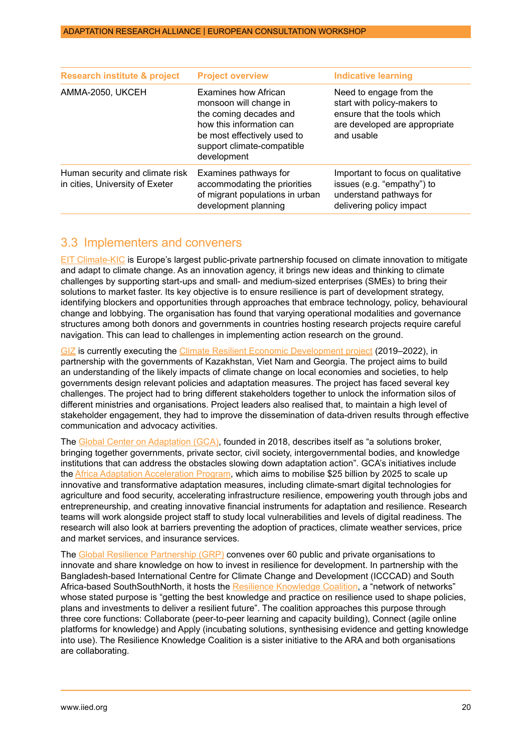| Research institute & project | Project overview | Indicative learning |
|---|---|---|
| AMMA-2050, UKCEH | Examines how African monsoon will change in the coming decades and how this information can be most effectively used to support climate-compatible development | Need to engage from the start with policy-makers to ensure that the tools which are developed are appropriate and usable |
| Human security and climate risk in cities, University of Exeter | Examines pathways for accommodating the priorities of migrant populations in urban development planning | Important to focus on qualitative issues (e.g. "empathy") to understand pathways for delivering policy impact |

## 3.3 Implementers and conveners

EIT Climate-KIC is Europe's largest public-private partnership focused on climate innovation to mitigate and adapt to climate change. As an innovation agency, it brings new ideas and thinking to climate challenges by supporting start-ups and small- and medium-sized enterprises (SMEs) to bring their solutions to market faster. Its key objective is to ensure resilience is part of development strategy, identifying blockers and opportunities through approaches that embrace technology, policy, behavioural change and lobbying. The organisation has found that varying operational modalities and governance structures among both donors and governments in countries hosting research projects require careful navigation. This can lead to challenges in implementing action research on the ground.

GIZ is currently executing the Climate Resilient Economic Development project (2019–2022), in partnership with the governments of Kazakhstan, Viet Nam and Georgia. The project aims to build an understanding of the likely impacts of climate change on local economies and societies, to help governments design relevant policies and adaptation measures. The project has faced several key challenges. The project had to bring different stakeholders together to unlock the information silos of different ministries and organisations. Project leaders also realised that, to maintain a high level of stakeholder engagement, they had to improve the dissemination of data-driven results through effective communication and advocacy activities.

The Global Center on Adaptation (GCA), founded in 2018, describes itself as "a solutions broker, bringing together governments, private sector, civil society, intergovernmental bodies, and knowledge institutions that can address the obstacles slowing down adaptation action". GCA's initiatives include the Africa Adaptation Acceleration Program, which aims to mobilise $25 billion by 2025 to scale up innovative and transformative adaptation measures, including climate-smart digital technologies for agriculture and food security, accelerating infrastructure resilience, empowering youth through jobs and entrepreneurship, and creating innovative financial instruments for adaptation and resilience. Research teams will work alongside project staff to study local vulnerabilities and levels of digital readiness. The research will also look at barriers preventing the adoption of practices, climate weather services, price and market services, and insurance services.

The Global Resilience Partnership (GRP) convenes over 60 public and private organisations to innovate and share knowledge on how to invest in resilience for development. In partnership with the Bangladesh-based International Centre for Climate Change and Development (ICCCAD) and South Africa-based SouthSouthNorth, it hosts the Resilience Knowledge Coalition, a "network of networks" whose stated purpose is "getting the best knowledge and practice on resilience used to shape policies, plans and investments to deliver a resilient future". The coalition approaches this purpose through three core functions: Collaborate (peer-to-peer learning and capacity building), Connect (agile online platforms for knowledge) and Apply (incubating solutions, synthesising evidence and getting knowledge into use). The Resilience Knowledge Coalition is a sister initiative to the ARA and both organisations are collaborating.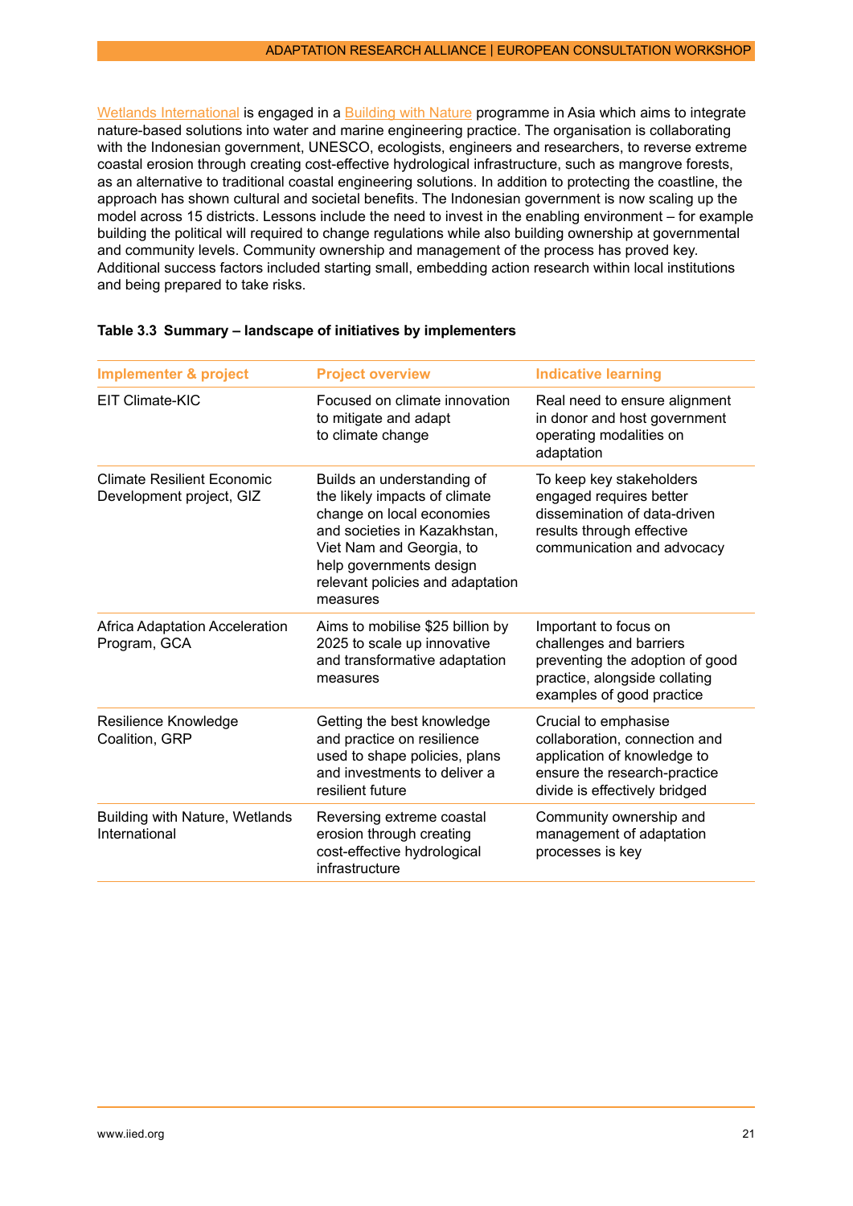Wetlands International is engaged in a Building with Nature programme in Asia which aims to integrate nature-based solutions into water and marine engineering practice. The organisation is collaborating with the Indonesian government, UNESCO, ecologists, engineers and researchers, to reverse extreme coastal erosion through creating cost-effective hydrological infrastructure, such as mangrove forests, as an alternative to traditional coastal engineering solutions. In addition to protecting the coastline, the approach has shown cultural and societal benefits. The Indonesian government is now scaling up the model across 15 districts. Lessons include the need to invest in the enabling environment – for example building the political will required to change regulations while also building ownership at governmental and community levels. Community ownership and management of the process has proved key. Additional success factors included starting small, embedding action research within local institutions and being prepared to take risks.

**Table 3.3 Summary – landscape of initiatives by implementers**

| Implementer & project | Project overview | Indicative learning |
|---|---|---|
| EIT Climate-KIC | Focused on climate innovation to mitigate and adapt to climate change | Real need to ensure alignment in donor and host government operating modalities on adaptation |
| Climate Resilient Economic Development project, GIZ | Builds an understanding of the likely impacts of climate change on local economies and societies in Kazakhstan, Viet Nam and Georgia, to help governments design relevant policies and adaptation measures | To keep key stakeholders engaged requires better dissemination of data-driven results through effective communication and advocacy |
| Africa Adaptation Acceleration Program, GCA | Aims to mobilise $25 billion by 2025 to scale up innovative and transformative adaptation measures | Important to focus on challenges and barriers preventing the adoption of good practice, alongside collating examples of good practice |
| Resilience Knowledge Coalition, GRP | Getting the best knowledge and practice on resilience used to shape policies, plans and investments to deliver a resilient future | Crucial to emphasise collaboration, connection and application of knowledge to ensure the research-practice divide is effectively bridged |
| Building with Nature, Wetlands International | Reversing extreme coastal erosion through creating cost-effective hydrological infrastructure | Community ownership and management of adaptation processes is key |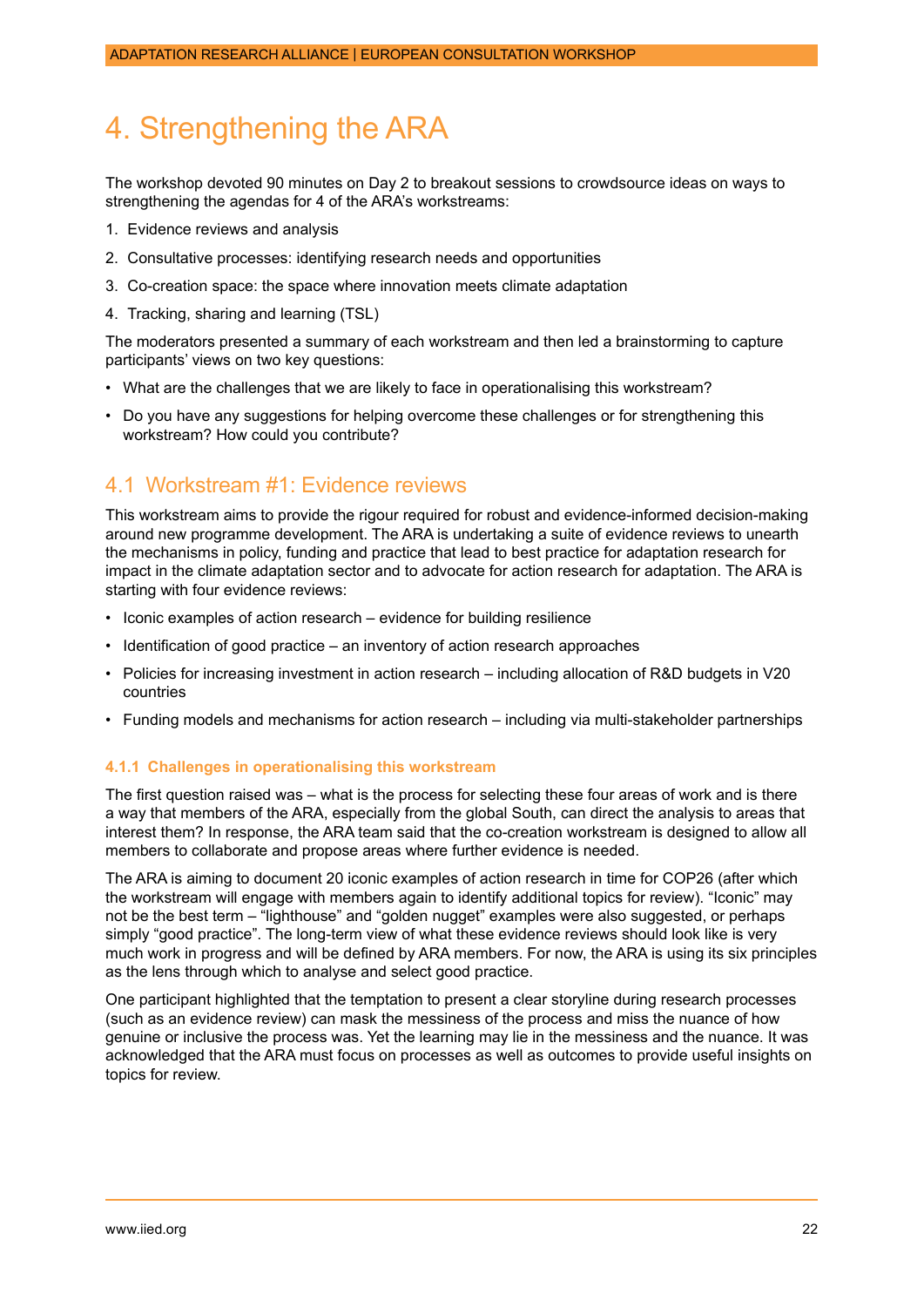# 4. Strengthening the ARA

The workshop devoted 90 minutes on Day 2 to breakout sessions to crowdsource ideas on ways to strengthening the agendas for 4 of the ARA's workstreams:

1. Evidence reviews and analysis
2. Consultative processes: identifying research needs and opportunities
3. Co-creation space: the space where innovation meets climate adaptation
4. Tracking, sharing and learning (TSL)

The moderators presented a summary of each workstream and then led a brainstorming to capture participants' views on two key questions:

- What are the challenges that we are likely to face in operationalising this workstream?
- Do you have any suggestions for helping overcome these challenges or for strengthening this workstream? How could you contribute?

## 4.1 Workstream #1: Evidence reviews

This workstream aims to provide the rigour required for robust and evidence-informed decision-making around new programme development. The ARA is undertaking a suite of evidence reviews to unearth the mechanisms in policy, funding and practice that lead to best practice for adaptation research for impact in the climate adaptation sector and to advocate for action research for adaptation. The ARA is starting with four evidence reviews:

- Iconic examples of action research – evidence for building resilience
- Identification of good practice – an inventory of action research approaches
- Policies for increasing investment in action research – including allocation of R&D budgets in V20 countries
- Funding models and mechanisms for action research – including via multi-stakeholder partnerships

### 4.1.1 Challenges in operationalising this workstream

The first question raised was – what is the process for selecting these four areas of work and is there a way that members of the ARA, especially from the global South, can direct the analysis to areas that interest them? In response, the ARA team said that the co-creation workstream is designed to allow all members to collaborate and propose areas where further evidence is needed.

The ARA is aiming to document 20 iconic examples of action research in time for COP26 (after which the workstream will engage with members again to identify additional topics for review). "Iconic" may not be the best term – "lighthouse" and "golden nugget" examples were also suggested, or perhaps simply "good practice". The long-term view of what these evidence reviews should look like is very much work in progress and will be defined by ARA members. For now, the ARA is using its six principles as the lens through which to analyse and select good practice.

One participant highlighted that the temptation to present a clear storyline during research processes (such as an evidence review) can mask the messiness of the process and miss the nuance of how genuine or inclusive the process was. Yet the learning may lie in the messiness and the nuance. It was acknowledged that the ARA must focus on processes as well as outcomes to provide useful insights on topics for review.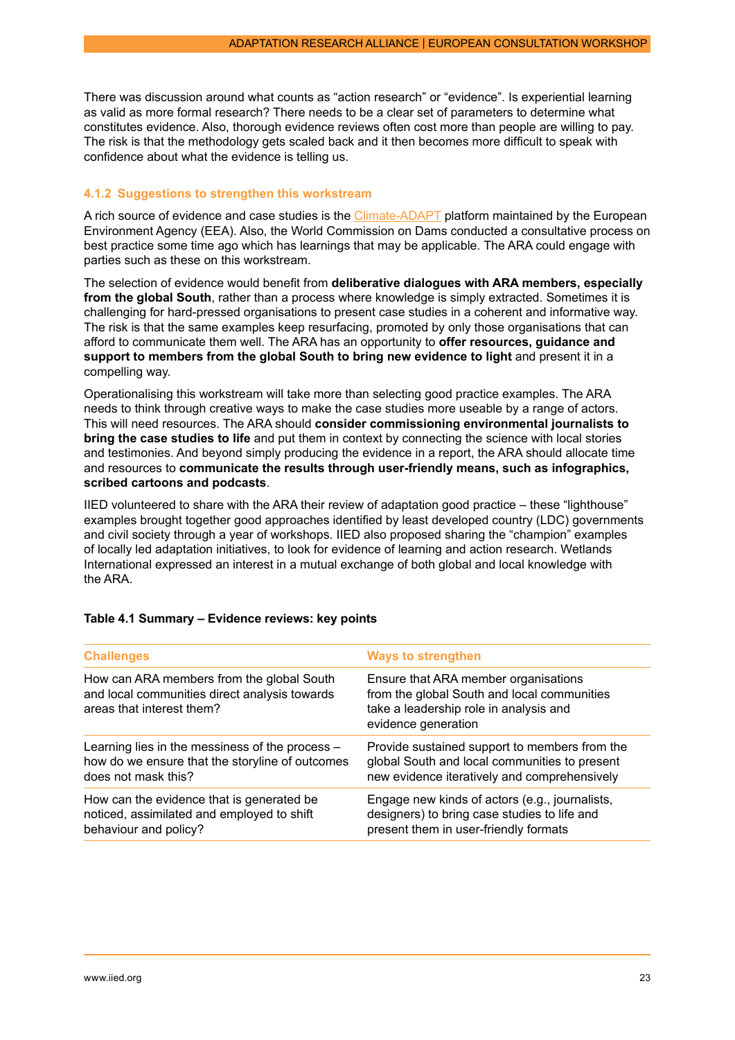There was discussion around what counts as "action research" or "evidence". Is experiential learning as valid as more formal research? There needs to be a clear set of parameters to determine what constitutes evidence. Also, thorough evidence reviews often cost more than people are willing to pay. The risk is that the methodology gets scaled back and it then becomes more difficult to speak with confidence about what the evidence is telling us.

### 4.1.2 Suggestions to strengthen this workstream

A rich source of evidence and case studies is the Climate-ADAPT platform maintained by the European Environment Agency (EEA). Also, the World Commission on Dams conducted a consultative process on best practice some time ago which has learnings that may be applicable. The ARA could engage with parties such as these on this workstream.

The selection of evidence would benefit from **deliberative dialogues with ARA members, especially from the global South**, rather than a process where knowledge is simply extracted. Sometimes it is challenging for hard-pressed organisations to present case studies in a coherent and informative way. The risk is that the same examples keep resurfacing, promoted by only those organisations that can afford to communicate them well. The ARA has an opportunity to **offer resources, guidance and support to members from the global South to bring new evidence to light** and present it in a compelling way.

Operationalising this workstream will take more than selecting good practice examples. The ARA needs to think through creative ways to make the case studies more useable by a range of actors. This will need resources. The ARA should **consider commissioning environmental journalists to bring the case studies to life** and put them in context by connecting the science with local stories and testimonies. And beyond simply producing the evidence in a report, the ARA should allocate time and resources to **communicate the results through user-friendly means, such as infographics, scribed cartoons and podcasts**.

IIED volunteered to share with the ARA their review of adaptation good practice – these "lighthouse" examples brought together good approaches identified by least developed country (LDC) governments and civil society through a year of workshops. IIED also proposed sharing the "champion" examples of locally led adaptation initiatives, to look for evidence of learning and action research. Wetlands International expressed an interest in a mutual exchange of both global and local knowledge with the ARA.

**Table 4.1 Summary – Evidence reviews: key points**

| Challenges | Ways to strengthen |
|---|---|
| How can ARA members from the global South and local communities direct analysis towards areas that interest them? | Ensure that ARA member organisations from the global South and local communities take a leadership role in analysis and evidence generation |
| Learning lies in the messiness of the process – how do we ensure that the storyline of outcomes does not mask this? | Provide sustained support to members from the global South and local communities to present new evidence iteratively and comprehensively |
| How can the evidence that is generated be noticed, assimilated and employed to shift behaviour and policy? | Engage new kinds of actors (e.g., journalists, designers) to bring case studies to life and present them in user-friendly formats |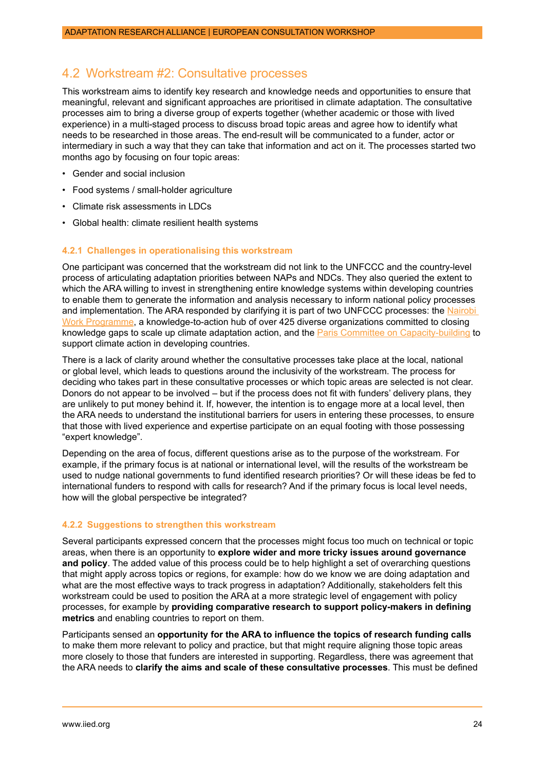## 4.2 Workstream #2: Consultative processes

This workstream aims to identify key research and knowledge needs and opportunities to ensure that meaningful, relevant and significant approaches are prioritised in climate adaptation. The consultative processes aim to bring a diverse group of experts together (whether academic or those with lived experience) in a multi-staged process to discuss broad topic areas and agree how to identify what needs to be researched in those areas. The end-result will be communicated to a funder, actor or intermediary in such a way that they can take that information and act on it. The processes started two months ago by focusing on four topic areas:

- Gender and social inclusion
- Food systems / small-holder agriculture
- Climate risk assessments in LDCs
- Global health: climate resilient health systems

### 4.2.1 Challenges in operationalising this workstream

One participant was concerned that the workstream did not link to the UNFCCC and the country-level process of articulating adaptation priorities between NAPs and NDCs. They also queried the extent to which the ARA willing to invest in strengthening entire knowledge systems within developing countries to enable them to generate the information and analysis necessary to inform national policy processes and implementation. The ARA responded by clarifying it is part of two UNFCCC processes: the Nairobi Work Programme, a knowledge-to-action hub of over 425 diverse organizations committed to closing knowledge gaps to scale up climate adaptation action, and the Paris Committee on Capacity-building to support climate action in developing countries.

There is a lack of clarity around whether the consultative processes take place at the local, national or global level, which leads to questions around the inclusivity of the workstream. The process for deciding who takes part in these consultative processes or which topic areas are selected is not clear. Donors do not appear to be involved – but if the process does not fit with funders' delivery plans, they are unlikely to put money behind it. If, however, the intention is to engage more at a local level, then the ARA needs to understand the institutional barriers for users in entering these processes, to ensure that those with lived experience and expertise participate on an equal footing with those possessing "expert knowledge".

Depending on the area of focus, different questions arise as to the purpose of the workstream. For example, if the primary focus is at national or international level, will the results of the workstream be used to nudge national governments to fund identified research priorities? Or will these ideas be fed to international funders to respond with calls for research? And if the primary focus is local level needs, how will the global perspective be integrated?

### 4.2.2 Suggestions to strengthen this workstream

Several participants expressed concern that the processes might focus too much on technical or topic areas, when there is an opportunity to **explore wider and more tricky issues around governance and policy**. The added value of this process could be to help highlight a set of overarching questions that might apply across topics or regions, for example: how do we know we are doing adaptation and what are the most effective ways to track progress in adaptation? Additionally, stakeholders felt this workstream could be used to position the ARA at a more strategic level of engagement with policy processes, for example by **providing comparative research to support policy-makers in defining metrics** and enabling countries to report on them.

Participants sensed an **opportunity for the ARA to influence the topics of research funding calls** to make them more relevant to policy and practice, but that might require aligning those topic areas more closely to those that funders are interested in supporting. Regardless, there was agreement that the ARA needs to **clarify the aims and scale of these consultative processes**. This must be defined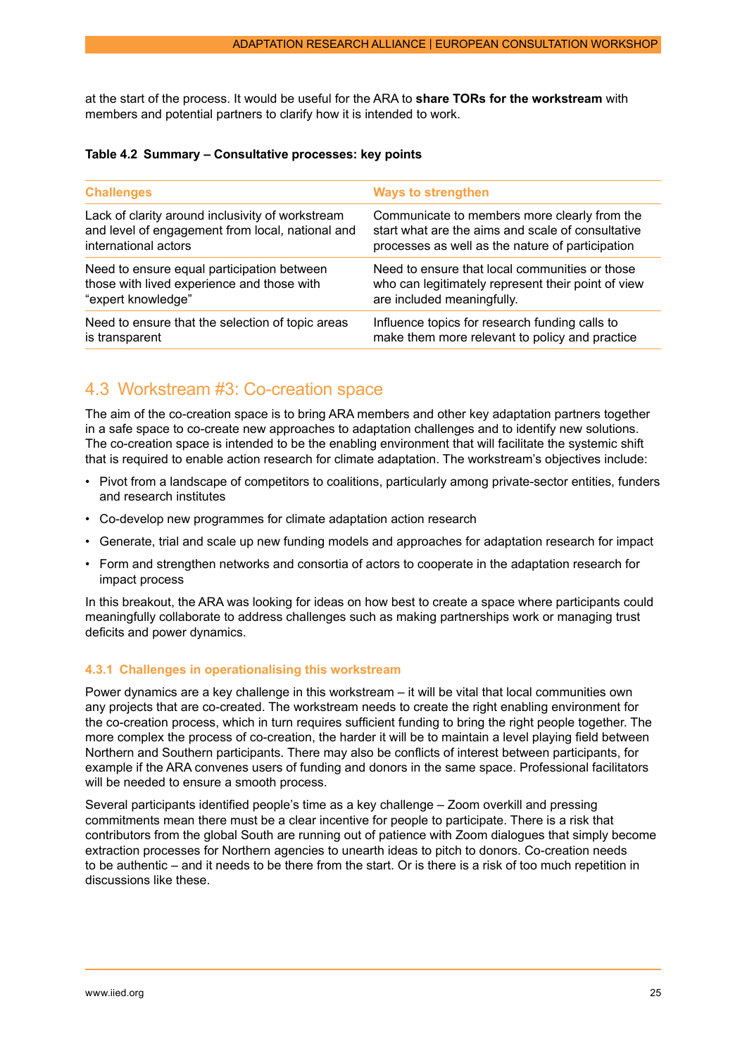at the start of the process. It would be useful for the ARA to **share TORs for the workstream** with members and potential partners to clarify how it is intended to work.

**Table 4.2 Summary – Consultative processes: key points**

| Challenges | Ways to strengthen |
|---|---|
| Lack of clarity around inclusivity of workstream and level of engagement from local, national and international actors | Communicate to members more clearly from the start what are the aims and scale of consultative processes as well as the nature of participation |
| Need to ensure equal participation between those with lived experience and those with "expert knowledge" | Need to ensure that local communities or those who can legitimately represent their point of view are included meaningfully. |
| Need to ensure that the selection of topic areas is transparent | Influence topics for research funding calls to make them more relevant to policy and practice |

## 4.3 Workstream #3: Co-creation space

The aim of the co-creation space is to bring ARA members and other key adaptation partners together in a safe space to co-create new approaches to adaptation challenges and to identify new solutions. The co-creation space is intended to be the enabling environment that will facilitate the systemic shift that is required to enable action research for climate adaptation. The workstream's objectives include:

- Pivot from a landscape of competitors to coalitions, particularly among private-sector entities, funders and research institutes
- Co-develop new programmes for climate adaptation action research
- Generate, trial and scale up new funding models and approaches for adaptation research for impact
- Form and strengthen networks and consortia of actors to cooperate in the adaptation research for impact process

In this breakout, the ARA was looking for ideas on how best to create a space where participants could meaningfully collaborate to address challenges such as making partnerships work or managing trust deficits and power dynamics.

### 4.3.1 Challenges in operationalising this workstream

Power dynamics are a key challenge in this workstream – it will be vital that local communities own any projects that are co-created. The workstream needs to create the right enabling environment for the co-creation process, which in turn requires sufficient funding to bring the right people together. The more complex the process of co-creation, the harder it will be to maintain a level playing field between Northern and Southern participants. There may also be conflicts of interest between participants, for example if the ARA convenes users of funding and donors in the same space. Professional facilitators will be needed to ensure a smooth process.

Several participants identified people's time as a key challenge – Zoom overkill and pressing commitments mean there must be a clear incentive for people to participate. There is a risk that contributors from the global South are running out of patience with Zoom dialogues that simply become extraction processes for Northern agencies to unearth ideas to pitch to donors. Co-creation needs to be authentic – and it needs to be there from the start. Or is there is a risk of too much repetition in discussions like these.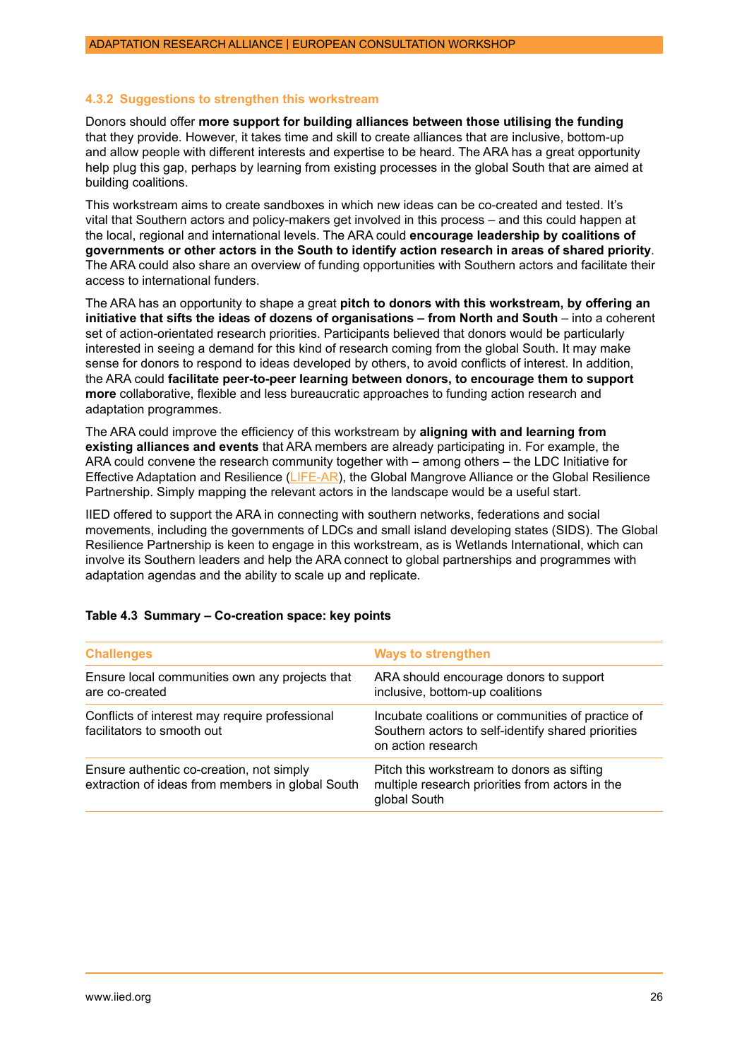### 4.3.2 Suggestions to strengthen this workstream

Donors should offer **more support for building alliances between those utilising the funding** that they provide. However, it takes time and skill to create alliances that are inclusive, bottom-up and allow people with different interests and expertise to be heard. The ARA has a great opportunity help plug this gap, perhaps by learning from existing processes in the global South that are aimed at building coalitions.

This workstream aims to create sandboxes in which new ideas can be co-created and tested. It's vital that Southern actors and policy-makers get involved in this process – and this could happen at the local, regional and international levels. The ARA could **encourage leadership by coalitions of governments or other actors in the South to identify action research in areas of shared priority**. The ARA could also share an overview of funding opportunities with Southern actors and facilitate their access to international funders.

The ARA has an opportunity to shape a great **pitch to donors with this workstream, by offering an initiative that sifts the ideas of dozens of organisations – from North and South** – into a coherent set of action-orientated research priorities. Participants believed that donors would be particularly interested in seeing a demand for this kind of research coming from the global South. It may make sense for donors to respond to ideas developed by others, to avoid conflicts of interest. In addition, the ARA could **facilitate peer-to-peer learning between donors, to encourage them to support more** collaborative, flexible and less bureaucratic approaches to funding action research and adaptation programmes.

The ARA could improve the efficiency of this workstream by **aligning with and learning from existing alliances and events** that ARA members are already participating in. For example, the ARA could convene the research community together with – among others – the LDC Initiative for Effective Adaptation and Resilience (LIFE-AR), the Global Mangrove Alliance or the Global Resilience Partnership. Simply mapping the relevant actors in the landscape would be a useful start.

IIED offered to support the ARA in connecting with southern networks, federations and social movements, including the governments of LDCs and small island developing states (SIDS). The Global Resilience Partnership is keen to engage in this workstream, as is Wetlands International, which can involve its Southern leaders and help the ARA connect to global partnerships and programmes with adaptation agendas and the ability to scale up and replicate.

**Table 4.3 Summary – Co-creation space: key points**

| Challenges | Ways to strengthen |
|---|---|
| Ensure local communities own any projects that are co-created | ARA should encourage donors to support inclusive, bottom-up coalitions |
| Conflicts of interest may require professional facilitators to smooth out | Incubate coalitions or communities of practice of Southern actors to self-identify shared priorities on action research |
| Ensure authentic co-creation, not simply extraction of ideas from members in global South | Pitch this workstream to donors as sifting multiple research priorities from actors in the global South |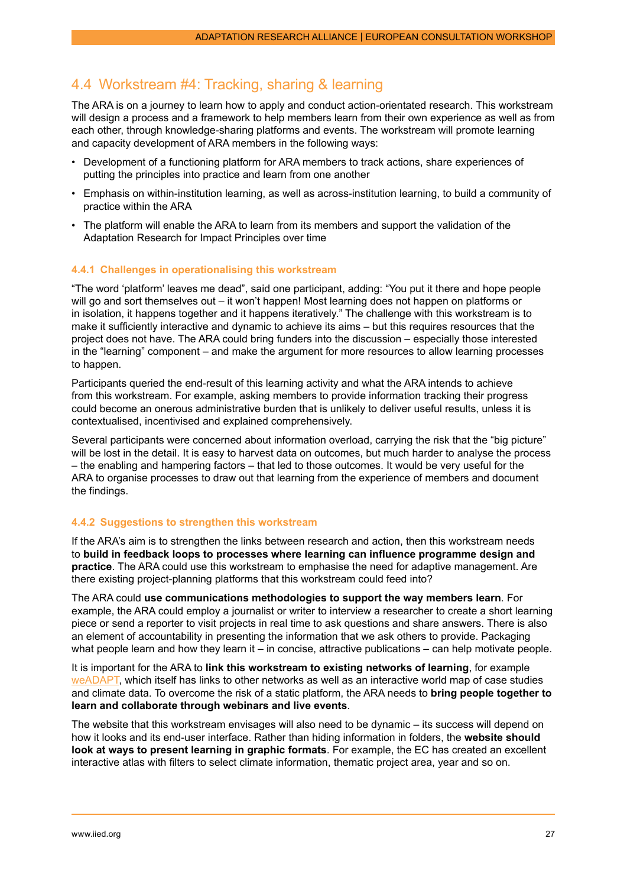## 4.4 Workstream #4: Tracking, sharing & learning

The ARA is on a journey to learn how to apply and conduct action-orientated research. This workstream will design a process and a framework to help members learn from their own experience as well as from each other, through knowledge-sharing platforms and events. The workstream will promote learning and capacity development of ARA members in the following ways:

- Development of a functioning platform for ARA members to track actions, share experiences of putting the principles into practice and learn from one another
- Emphasis on within-institution learning, as well as across-institution learning, to build a community of practice within the ARA
- The platform will enable the ARA to learn from its members and support the validation of the Adaptation Research for Impact Principles over time

### 4.4.1 Challenges in operationalising this workstream

"The word 'platform' leaves me dead", said one participant, adding: "You put it there and hope people will go and sort themselves out – it won't happen! Most learning does not happen on platforms or in isolation, it happens together and it happens iteratively." The challenge with this workstream is to make it sufficiently interactive and dynamic to achieve its aims – but this requires resources that the project does not have. The ARA could bring funders into the discussion – especially those interested in the "learning" component – and make the argument for more resources to allow learning processes to happen.

Participants queried the end-result of this learning activity and what the ARA intends to achieve from this workstream. For example, asking members to provide information tracking their progress could become an onerous administrative burden that is unlikely to deliver useful results, unless it is contextualised, incentivised and explained comprehensively.

Several participants were concerned about information overload, carrying the risk that the "big picture" will be lost in the detail. It is easy to harvest data on outcomes, but much harder to analyse the process – the enabling and hampering factors – that led to those outcomes. It would be very useful for the ARA to organise processes to draw out that learning from the experience of members and document the findings.

### 4.4.2 Suggestions to strengthen this workstream

If the ARA's aim is to strengthen the links between research and action, then this workstream needs to **build in feedback loops to processes where learning can influence programme design and practice**. The ARA could use this workstream to emphasise the need for adaptive management. Are there existing project-planning platforms that this workstream could feed into?

The ARA could **use communications methodologies to support the way members learn**. For example, the ARA could employ a journalist or writer to interview a researcher to create a short learning piece or send a reporter to visit projects in real time to ask questions and share answers. There is also an element of accountability in presenting the information that we ask others to provide. Packaging what people learn and how they learn it – in concise, attractive publications – can help motivate people.

It is important for the ARA to **link this workstream to existing networks of learning**, for example weADAPT, which itself has links to other networks as well as an interactive world map of case studies and climate data. To overcome the risk of a static platform, the ARA needs to **bring people together to learn and collaborate through webinars and live events**.

The website that this workstream envisages will also need to be dynamic – its success will depend on how it looks and its end-user interface. Rather than hiding information in folders, the **website should look at ways to present learning in graphic formats**. For example, the EC has created an excellent interactive atlas with filters to select climate information, thematic project area, year and so on.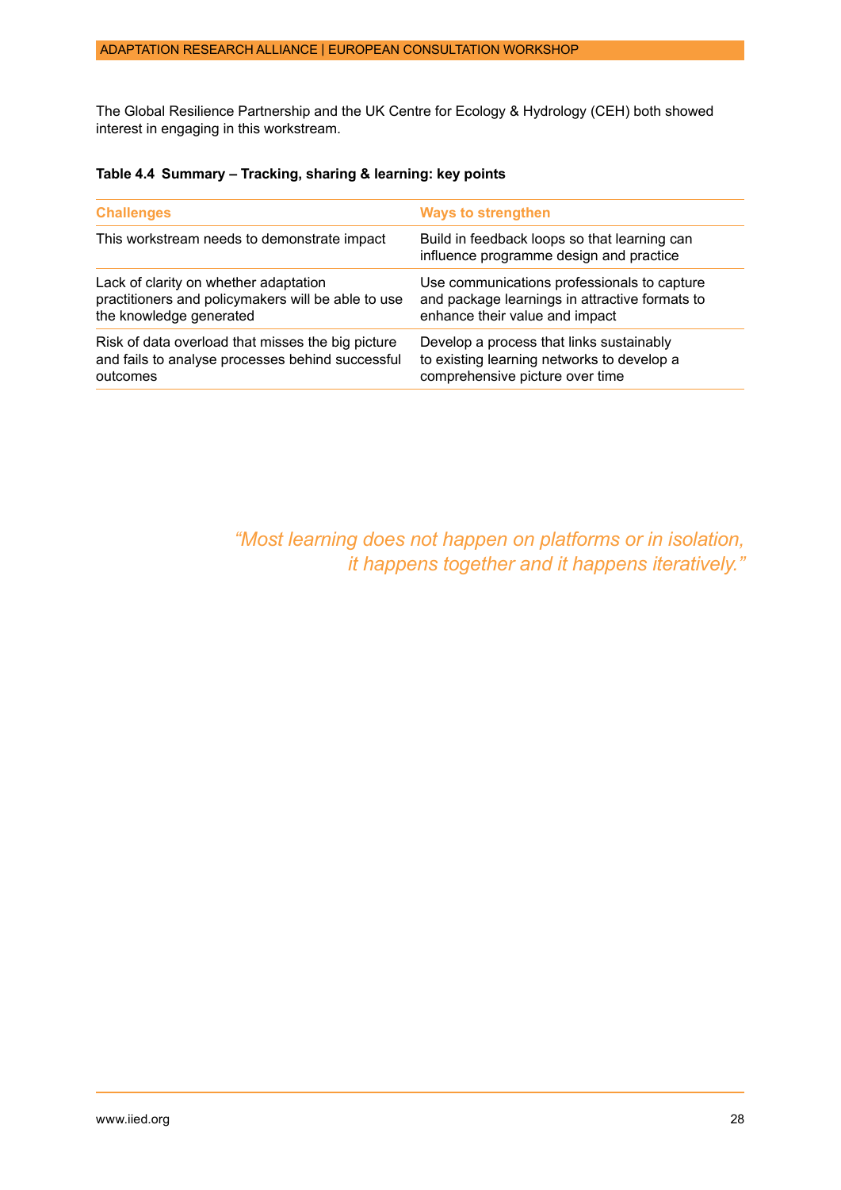The Global Resilience Partnership and the UK Centre for Ecology & Hydrology (CEH) both showed interest in engaging in this workstream.

**Table 4.4 Summary – Tracking, sharing & learning: key points**

| Challenges | Ways to strengthen |
|---|---|
| This workstream needs to demonstrate impact | Build in feedback loops so that learning can influence programme design and practice |
| Lack of clarity on whether adaptation practitioners and policymakers will be able to use the knowledge generated | Use communications professionals to capture and package learnings in attractive formats to enhance their value and impact |
| Risk of data overload that misses the big picture and fails to analyse processes behind successful outcomes | Develop a process that links sustainably to existing learning networks to develop a comprehensive picture over time |

*"Most learning does not happen on platforms or in isolation, it happens together and it happens iteratively."*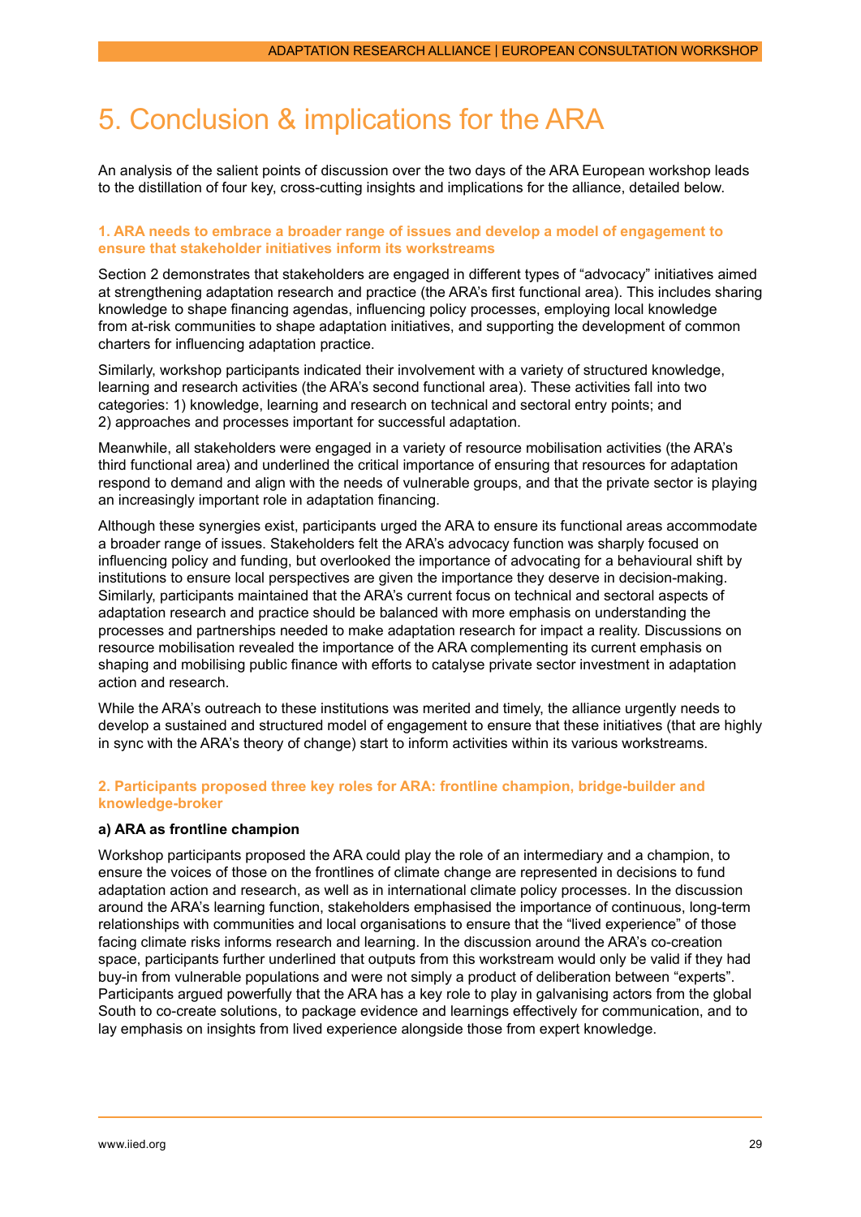# 5. Conclusion & implications for the ARA

An analysis of the salient points of discussion over the two days of the ARA European workshop leads to the distillation of four key, cross-cutting insights and implications for the alliance, detailed below.

### 1. ARA needs to embrace a broader range of issues and develop a model of engagement to ensure that stakeholder initiatives inform its workstreams

Section 2 demonstrates that stakeholders are engaged in different types of "advocacy" initiatives aimed at strengthening adaptation research and practice (the ARA's first functional area). This includes sharing knowledge to shape financing agendas, influencing policy processes, employing local knowledge from at-risk communities to shape adaptation initiatives, and supporting the development of common charters for influencing adaptation practice.

Similarly, workshop participants indicated their involvement with a variety of structured knowledge, learning and research activities (the ARA's second functional area). These activities fall into two categories: 1) knowledge, learning and research on technical and sectoral entry points; and 2) approaches and processes important for successful adaptation.

Meanwhile, all stakeholders were engaged in a variety of resource mobilisation activities (the ARA's third functional area) and underlined the critical importance of ensuring that resources for adaptation respond to demand and align with the needs of vulnerable groups, and that the private sector is playing an increasingly important role in adaptation financing.

Although these synergies exist, participants urged the ARA to ensure its functional areas accommodate a broader range of issues. Stakeholders felt the ARA's advocacy function was sharply focused on influencing policy and funding, but overlooked the importance of advocating for a behavioural shift by institutions to ensure local perspectives are given the importance they deserve in decision-making. Similarly, participants maintained that the ARA's current focus on technical and sectoral aspects of adaptation research and practice should be balanced with more emphasis on understanding the processes and partnerships needed to make adaptation research for impact a reality. Discussions on resource mobilisation revealed the importance of the ARA complementing its current emphasis on shaping and mobilising public finance with efforts to catalyse private sector investment in adaptation action and research.

While the ARA's outreach to these institutions was merited and timely, the alliance urgently needs to develop a sustained and structured model of engagement to ensure that these initiatives (that are highly in sync with the ARA's theory of change) start to inform activities within its various workstreams.

### 2. Participants proposed three key roles for ARA: frontline champion, bridge-builder and knowledge-broker

**a) ARA as frontline champion**

Workshop participants proposed the ARA could play the role of an intermediary and a champion, to ensure the voices of those on the frontlines of climate change are represented in decisions to fund adaptation action and research, as well as in international climate policy processes. In the discussion around the ARA's learning function, stakeholders emphasised the importance of continuous, long-term relationships with communities and local organisations to ensure that the "lived experience" of those facing climate risks informs research and learning. In the discussion around the ARA's co-creation space, participants further underlined that outputs from this workstream would only be valid if they had buy-in from vulnerable populations and were not simply a product of deliberation between "experts". Participants argued powerfully that the ARA has a key role to play in galvanising actors from the global South to co-create solutions, to package evidence and learnings effectively for communication, and to lay emphasis on insights from lived experience alongside those from expert knowledge.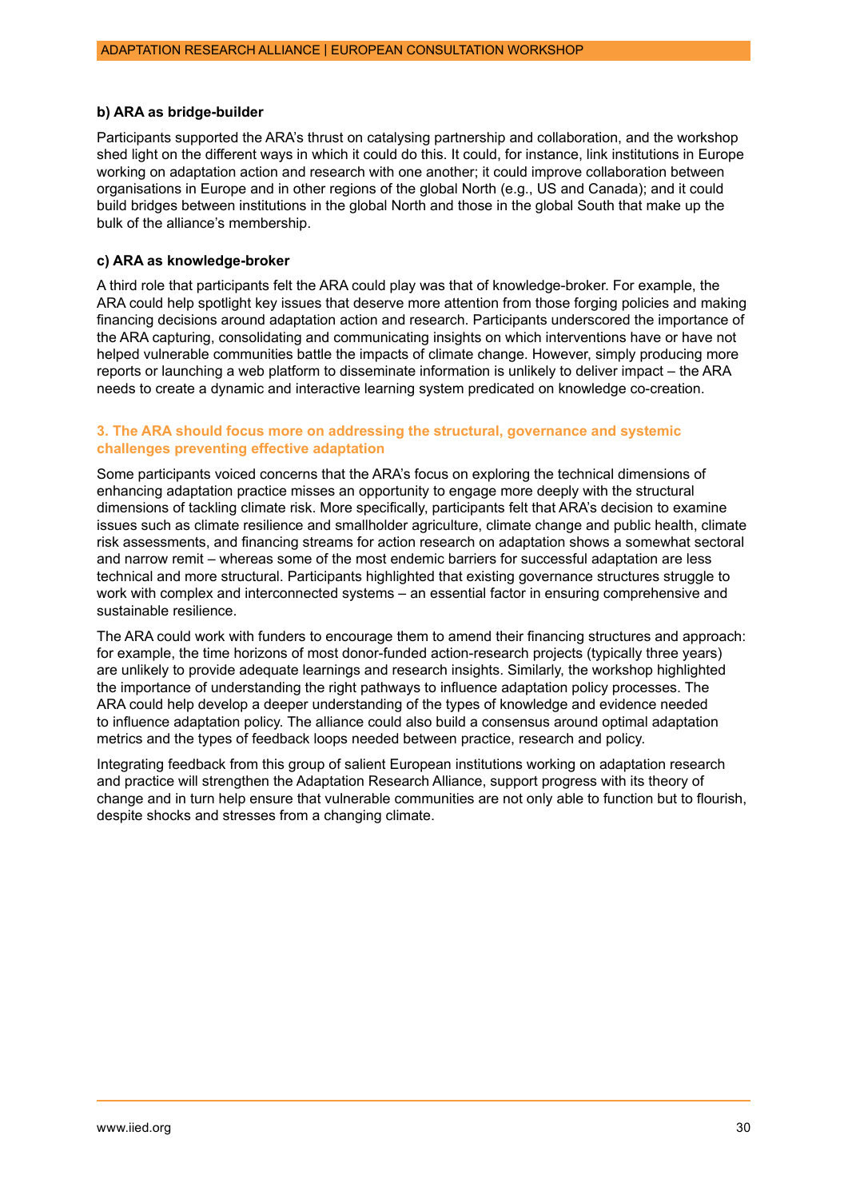### b) ARA as bridge-builder

Participants supported the ARA's thrust on catalysing partnership and collaboration, and the workshop shed light on the different ways in which it could do this. It could, for instance, link institutions in Europe working on adaptation action and research with one another; it could improve collaboration between organisations in Europe and in other regions of the global North (e.g., US and Canada); and it could build bridges between institutions in the global North and those in the global South that make up the bulk of the alliance's membership.

### c) ARA as knowledge-broker

A third role that participants felt the ARA could play was that of knowledge-broker. For example, the ARA could help spotlight key issues that deserve more attention from those forging policies and making financing decisions around adaptation action and research. Participants underscored the importance of the ARA capturing, consolidating and communicating insights on which interventions have or have not helped vulnerable communities battle the impacts of climate change. However, simply producing more reports or launching a web platform to disseminate information is unlikely to deliver impact – the ARA needs to create a dynamic and interactive learning system predicated on knowledge co-creation.

## 3. The ARA should focus more on addressing the structural, governance and systemic challenges preventing effective adaptation

Some participants voiced concerns that the ARA's focus on exploring the technical dimensions of enhancing adaptation practice misses an opportunity to engage more deeply with the structural dimensions of tackling climate risk. More specifically, participants felt that ARA's decision to examine issues such as climate resilience and smallholder agriculture, climate change and public health, climate risk assessments, and financing streams for action research on adaptation shows a somewhat sectoral and narrow remit – whereas some of the most endemic barriers for successful adaptation are less technical and more structural. Participants highlighted that existing governance structures struggle to work with complex and interconnected systems – an essential factor in ensuring comprehensive and sustainable resilience.

The ARA could work with funders to encourage them to amend their financing structures and approach: for example, the time horizons of most donor-funded action-research projects (typically three years) are unlikely to provide adequate learnings and research insights. Similarly, the workshop highlighted the importance of understanding the right pathways to influence adaptation policy processes. The ARA could help develop a deeper understanding of the types of knowledge and evidence needed to influence adaptation policy. The alliance could also build a consensus around optimal adaptation metrics and the types of feedback loops needed between practice, research and policy.

Integrating feedback from this group of salient European institutions working on adaptation research and practice will strengthen the Adaptation Research Alliance, support progress with its theory of change and in turn help ensure that vulnerable communities are not only able to function but to flourish, despite shocks and stresses from a changing climate.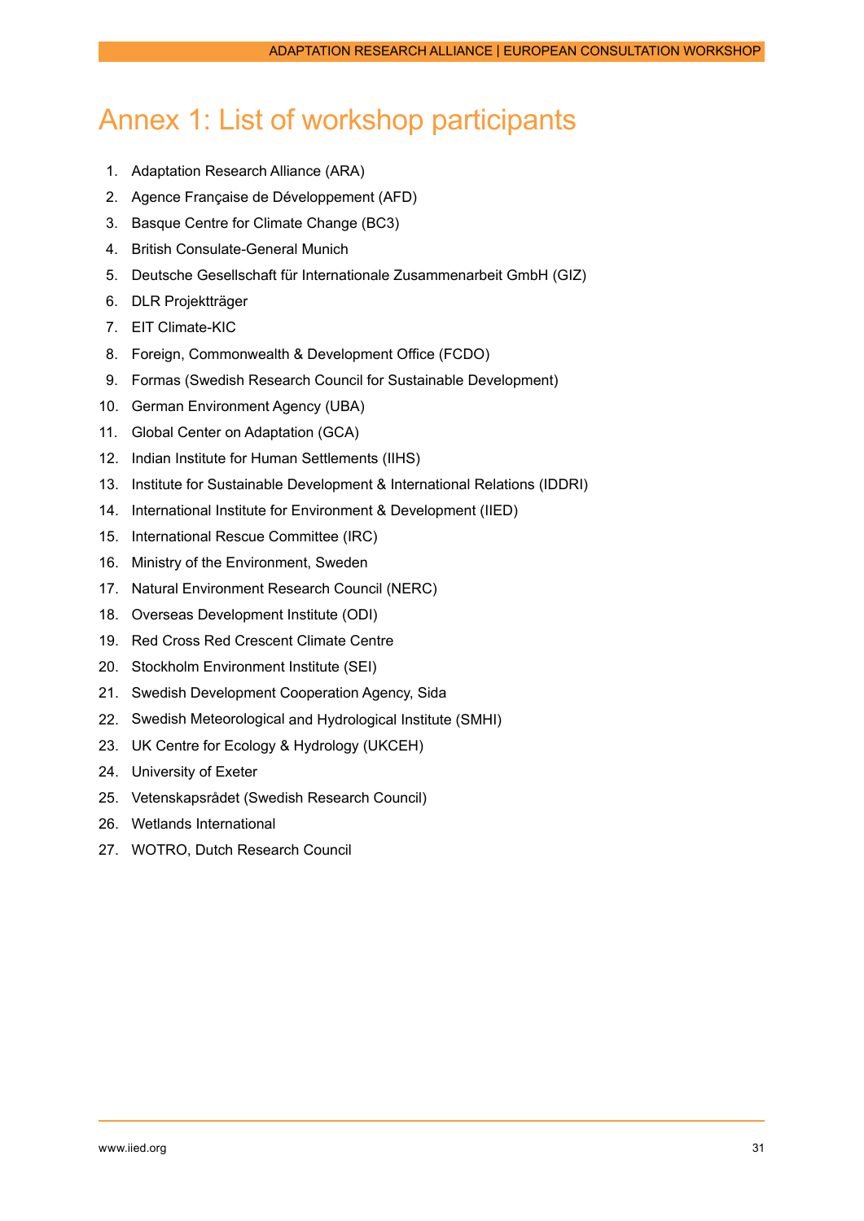# Annex 1: List of workshop participants

1. Adaptation Research Alliance (ARA)
2. Agence Française de Développement (AFD)
3. Basque Centre for Climate Change (BC3)
4. British Consulate-General Munich
5. Deutsche Gesellschaft für Internationale Zusammenarbeit GmbH (GIZ)
6. DLR Projektträger
7. EIT Climate-KIC
8. Foreign, Commonwealth & Development Office (FCDO)
9. Formas (Swedish Research Council for Sustainable Development)
10. German Environment Agency (UBA)
11. Global Center on Adaptation (GCA)
12. Indian Institute for Human Settlements (IIHS)
13. Institute for Sustainable Development & International Relations (IDDRI)
14. International Institute for Environment & Development (IIED)
15. International Rescue Committee (IRC)
16. Ministry of the Environment, Sweden
17. Natural Environment Research Council (NERC)
18. Overseas Development Institute (ODI)
19. Red Cross Red Crescent Climate Centre
20. Stockholm Environment Institute (SEI)
21. Swedish Development Cooperation Agency, Sida
22. Swedish Meteorological and Hydrological Institute (SMHI)
23. UK Centre for Ecology & Hydrology (UKCEH)
24. University of Exeter
25. Vetenskapsrådet (Swedish Research Council)
26. Wetlands International
27. WOTRO, Dutch Research Council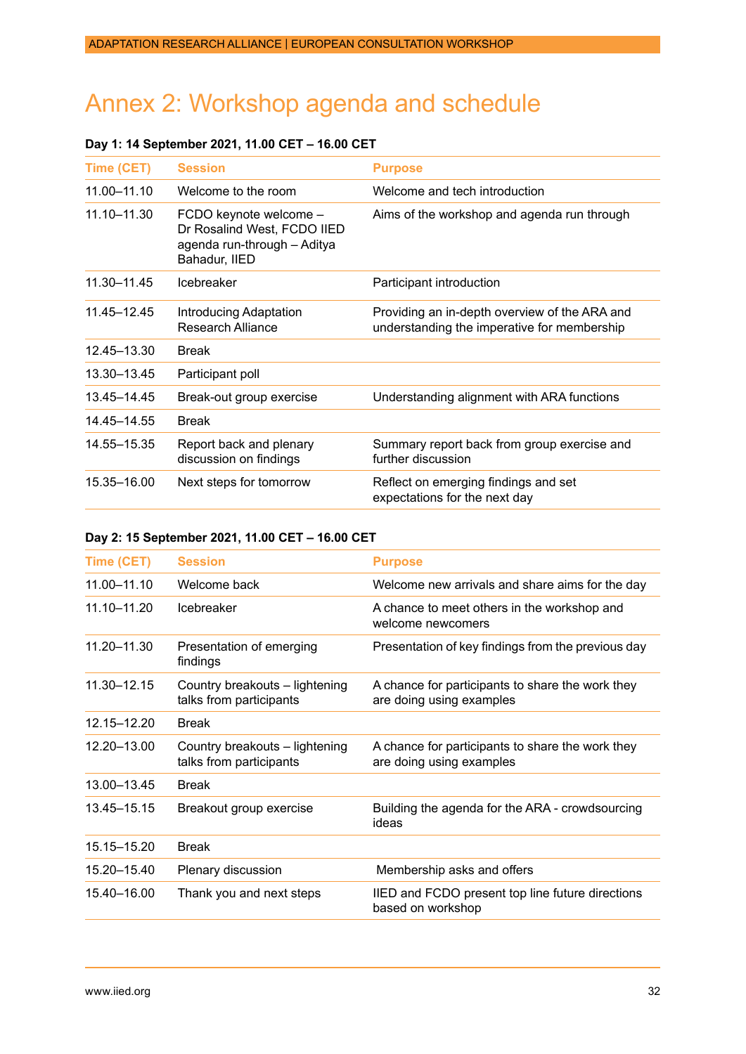# Annex 2: Workshop agenda and schedule

**Day 1: 14 September 2021, 11.00 CET – 16.00 CET**

| Time (CET) | Session | Purpose |
|---|---|---|
| 11.00–11.10 | Welcome to the room | Welcome and tech introduction |
| 11.10–11.30 | FCDO keynote welcome – Dr Rosalind West, FCDO IIED agenda run-through – Aditya Bahadur, IIED | Aims of the workshop and agenda run through |
| 11.30–11.45 | Icebreaker | Participant introduction |
| 11.45–12.45 | Introducing Adaptation Research Alliance | Providing an in-depth overview of the ARA and understanding the imperative for membership |
| 12.45–13.30 | Break | |
| 13.30–13.45 | Participant poll | |
| 13.45–14.45 | Break-out group exercise | Understanding alignment with ARA functions |
| 14.45–14.55 | Break | |
| 14.55–15.35 | Report back and plenary discussion on findings | Summary report back from group exercise and further discussion |
| 15.35–16.00 | Next steps for tomorrow | Reflect on emerging findings and set expectations for the next day |

**Day 2: 15 September 2021, 11.00 CET – 16.00 CET**

| Time (CET) | Session | Purpose |
|---|---|---|
| 11.00–11.10 | Welcome back | Welcome new arrivals and share aims for the day |
| 11.10–11.20 | Icebreaker | A chance to meet others in the workshop and welcome newcomers |
| 11.20–11.30 | Presentation of emerging findings | Presentation of key findings from the previous day |
| 11.30–12.15 | Country breakouts – lightening talks from participants | A chance for participants to share the work they are doing using examples |
| 12.15–12.20 | Break | |
| 12.20–13.00 | Country breakouts – lightening talks from participants | A chance for participants to share the work they are doing using examples |
| 13.00–13.45 | Break | |
| 13.45–15.15 | Breakout group exercise | Building the agenda for the ARA - crowdsourcing ideas |
| 15.15–15.20 | Break | |
| 15.20–15.40 | Plenary discussion | Membership asks and offers |
| 15.40–16.00 | Thank you and next steps | IIED and FCDO present top line future directions based on workshop |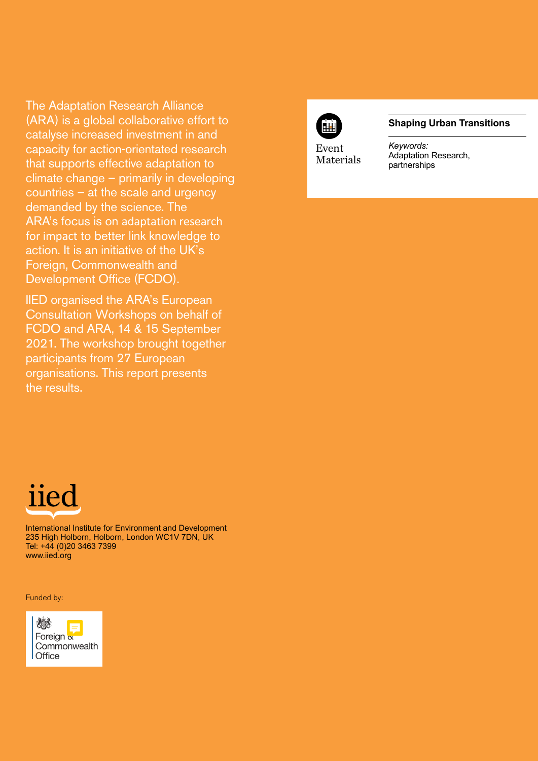The Adaptation Research Alliance (ARA) is a global collaborative effort to catalyse increased investment in and capacity for action-orientated research that supports effective adaptation to climate change – primarily in developing countries – at the scale and urgency demanded by the science. The ARA's focus is on adaptation research for impact to better link knowledge to action. It is an initiative of the UK's Foreign, Commonwealth and Development Office (FCDO).

IIED organised the ARA's European Consultation Workshops on behalf of FCDO and ARA, 14 & 15 September 2021. The workshop brought together participants from 27 European organisations. This report presents the results.

Event Materials

**Shaping Urban Transitions**

*Keywords:*
Adaptation Research, partnerships

International Institute for Environment and Development
235 High Holborn, Holborn, London WC1V 7DN, UK
Tel: +44 (0)20 3463 7399
www.iied.org

Funded by:

Foreign & Commonwealth Office